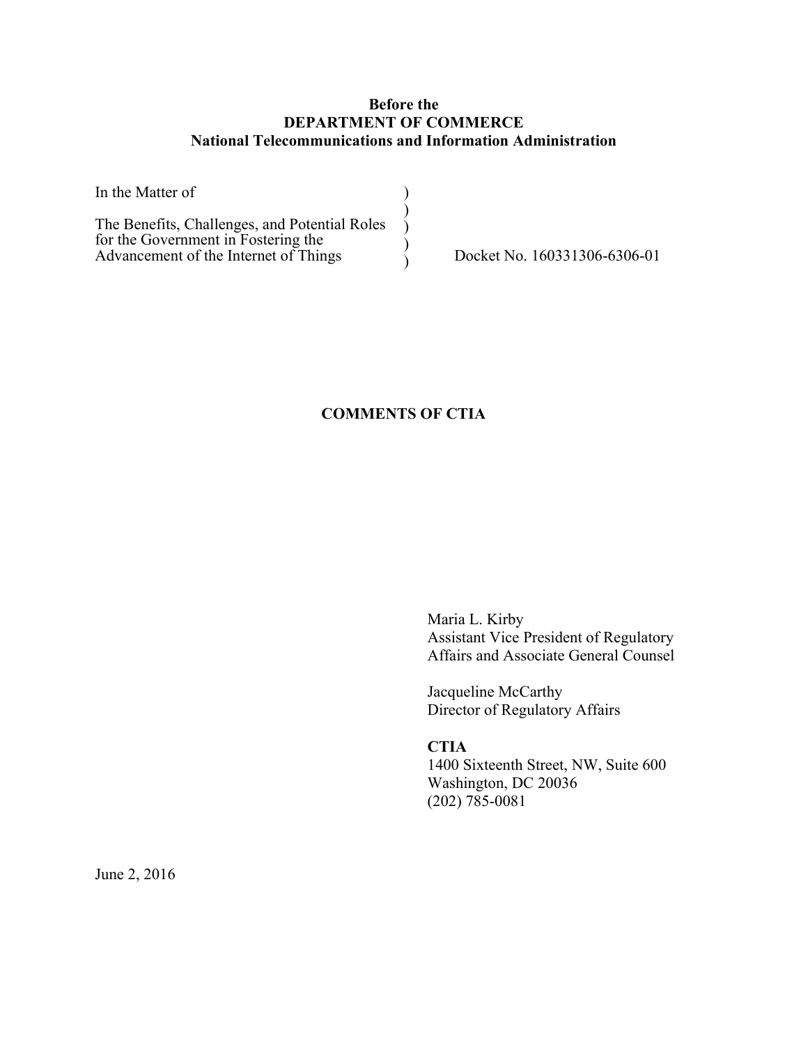**Before the**
**DEPARTMENT OF COMMERCE**
**National Telecommunications and Information Administration**

| | | |
|---|---|---|
| In the Matter of | ) | |
| | ) | |
| The Benefits, Challenges, and Potential Roles for the Government in Fostering the Advancement of the Internet of Things | ) | |
| | ) | |
| | ) | Docket No. 160331306-6306-01 |

**COMMENTS OF CTIA**

Maria L. Kirby
Assistant Vice President of Regulatory Affairs and Associate General Counsel

Jacqueline McCarthy
Director of Regulatory Affairs

**CTIA**
1400 Sixteenth Street, NW, Suite 600
Washington, DC 20036
(202) 785-0081

June 2, 2016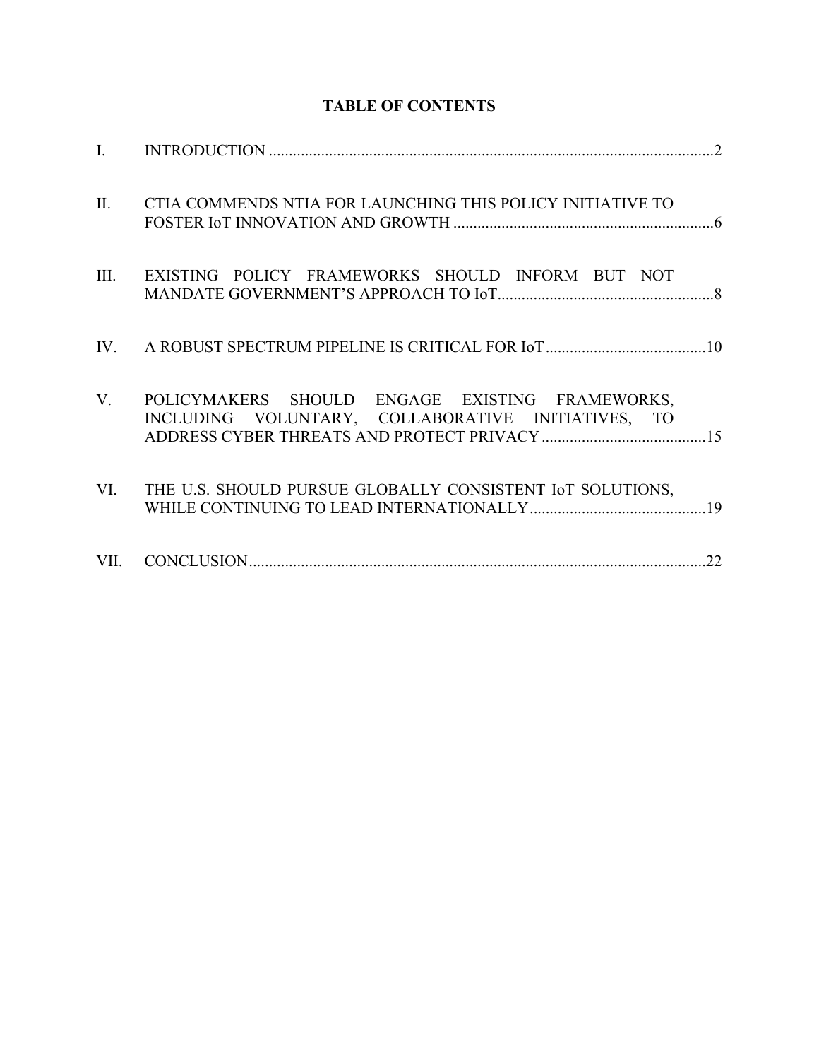**TABLE OF CONTENTS**

| | | |
|---|---|---|
| I. | INTRODUCTION | 2 |
| II. | CTIA COMMENDS NTIA FOR LAUNCHING THIS POLICY INITIATIVE TO FOSTER IoT INNOVATION AND GROWTH | 6 |
| III. | EXISTING POLICY FRAMEWORKS SHOULD INFORM BUT NOT MANDATE GOVERNMENT'S APPROACH TO IoT | 8 |
| IV. | A ROBUST SPECTRUM PIPELINE IS CRITICAL FOR IoT | 10 |
| V. | POLICYMAKERS SHOULD ENGAGE EXISTING FRAMEWORKS, INCLUDING VOLUNTARY, COLLABORATIVE INITIATIVES, TO ADDRESS CYBER THREATS AND PROTECT PRIVACY | 15 |
| VI. | THE U.S. SHOULD PURSUE GLOBALLY CONSISTENT IoT SOLUTIONS, WHILE CONTINUING TO LEAD INTERNATIONALLY | 19 |
| VII. | CONCLUSION | 22 |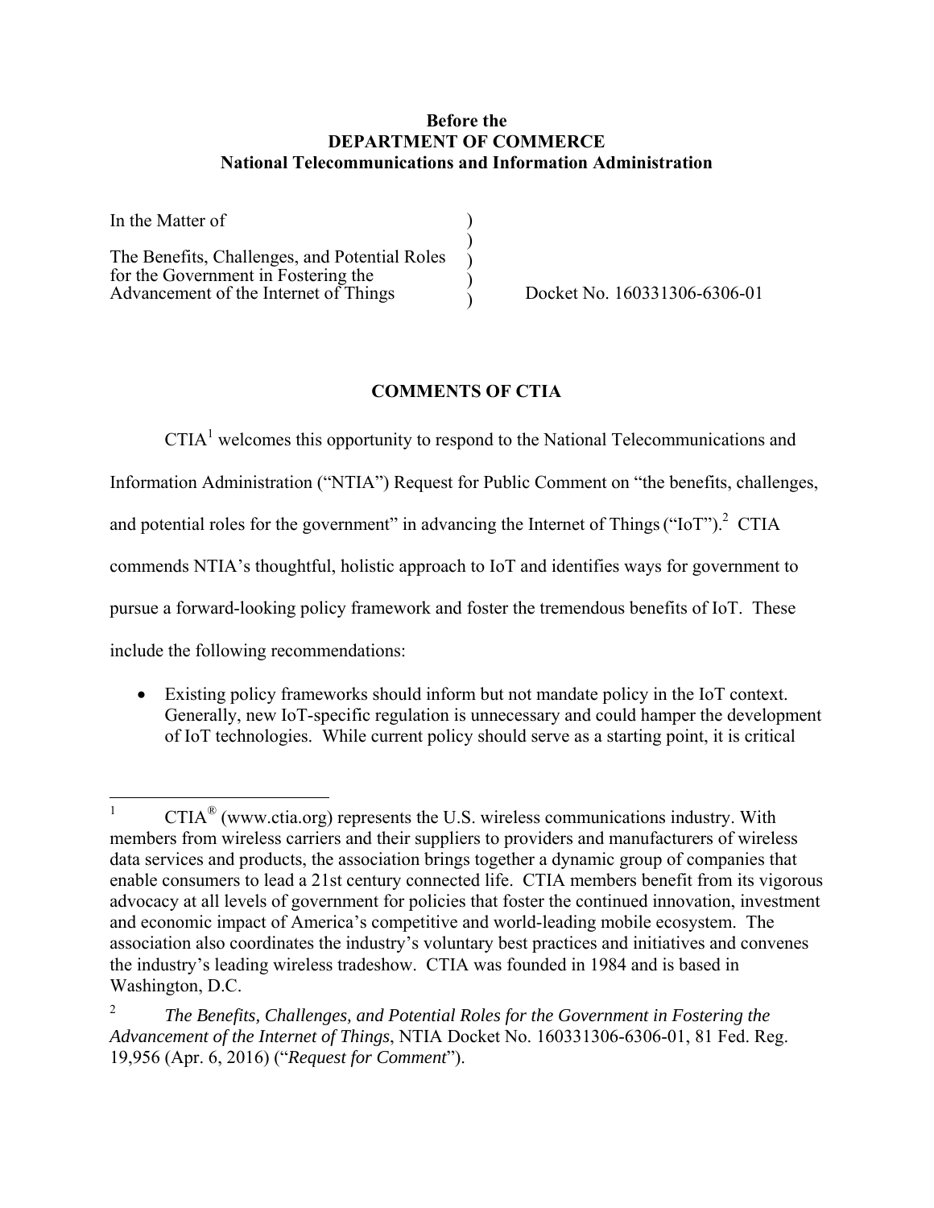**Before the**
**DEPARTMENT OF COMMERCE**
**National Telecommunications and Information Administration**

| In the Matter of | ) | |
|---|---|---|
| | ) | |
| The Benefits, Challenges, and Potential Roles for the Government in Fostering the Advancement of the Internet of Things | ) | Docket No. 160331306-6306-01 |

## COMMENTS OF CTIA

CTIA[1] welcomes this opportunity to respond to the National Telecommunications and Information Administration ("NTIA") Request for Public Comment on "the benefits, challenges, and potential roles for the government" in advancing the Internet of Things ("IoT").[2] CTIA commends NTIA's thoughtful, holistic approach to IoT and identifies ways for government to pursue a forward-looking policy framework and foster the tremendous benefits of IoT. These include the following recommendations:

- Existing policy frameworks should inform but not mandate policy in the IoT context. Generally, new IoT-specific regulation is unnecessary and could hamper the development of IoT technologies. While current policy should serve as a starting point, it is critical

---

[1] CTIA® (www.ctia.org) represents the U.S. wireless communications industry. With members from wireless carriers and their suppliers to providers and manufacturers of wireless data services and products, the association brings together a dynamic group of companies that enable consumers to lead a 21st century connected life. CTIA members benefit from its vigorous advocacy at all levels of government for policies that foster the continued innovation, investment and economic impact of America's competitive and world-leading mobile ecosystem. The association also coordinates the industry's voluntary best practices and initiatives and convenes the industry's leading wireless tradeshow. CTIA was founded in 1984 and is based in Washington, D.C.

[2] *The Benefits, Challenges, and Potential Roles for the Government in Fostering the Advancement of the Internet of Things*, NTIA Docket No. 160331306-6306-01, 81 Fed. Reg. 19,956 (Apr. 6, 2016) ("*Request for Comment*").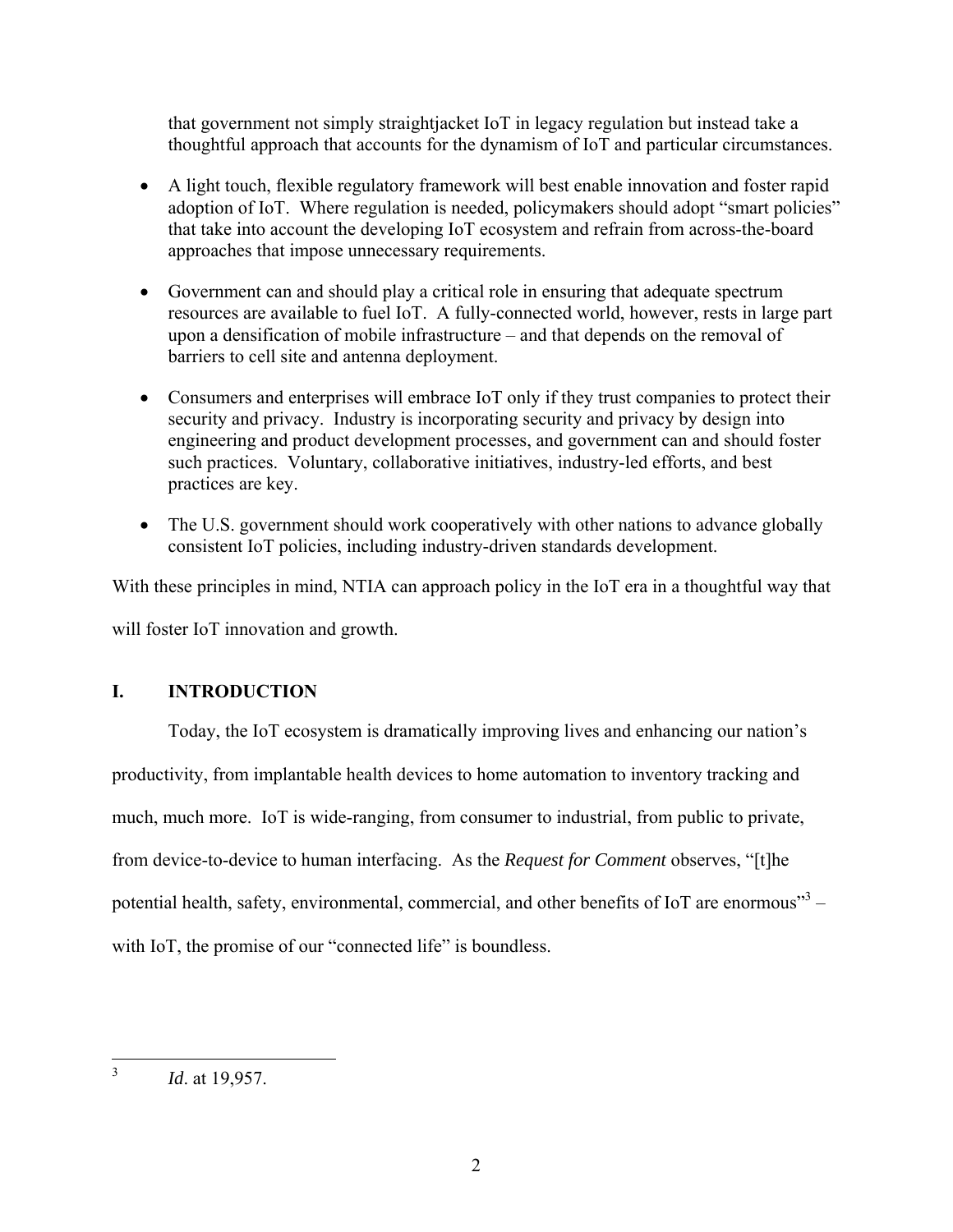that government not simply straightjacket IoT in legacy regulation but instead take a thoughtful approach that accounts for the dynamism of IoT and particular circumstances.

- A light touch, flexible regulatory framework will best enable innovation and foster rapid adoption of IoT. Where regulation is needed, policymakers should adopt "smart policies" that take into account the developing IoT ecosystem and refrain from across-the-board approaches that impose unnecessary requirements.

- Government can and should play a critical role in ensuring that adequate spectrum resources are available to fuel IoT. A fully-connected world, however, rests in large part upon a densification of mobile infrastructure – and that depends on the removal of barriers to cell site and antenna deployment.

- Consumers and enterprises will embrace IoT only if they trust companies to protect their security and privacy. Industry is incorporating security and privacy by design into engineering and product development processes, and government can and should foster such practices. Voluntary, collaborative initiatives, industry-led efforts, and best practices are key.

- The U.S. government should work cooperatively with other nations to advance globally consistent IoT policies, including industry-driven standards development.

With these principles in mind, NTIA can approach policy in the IoT era in a thoughtful way that will foster IoT innovation and growth.

## I. INTRODUCTION

Today, the IoT ecosystem is dramatically improving lives and enhancing our nation's productivity, from implantable health devices to home automation to inventory tracking and much, much more. IoT is wide-ranging, from consumer to industrial, from public to private, from device-to-device to human interfacing. As the *Request for Comment* observes, "[t]he potential health, safety, environmental, commercial, and other benefits of IoT are enormous"[3] – with IoT, the promise of our "connected life" is boundless.

---

[3] *Id*. at 19,957.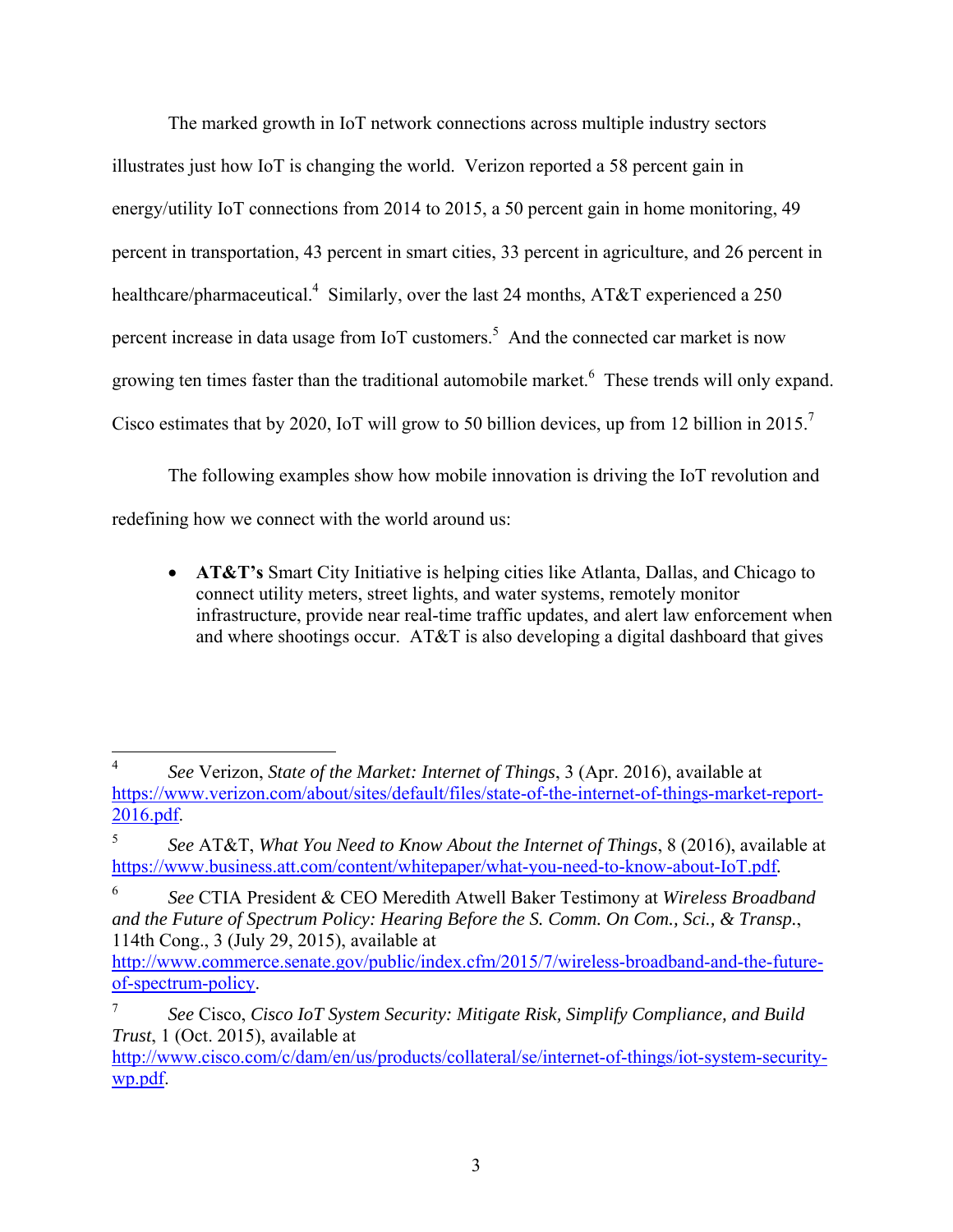The marked growth in IoT network connections across multiple industry sectors illustrates just how IoT is changing the world. Verizon reported a 58 percent gain in energy/utility IoT connections from 2014 to 2015, a 50 percent gain in home monitoring, 49 percent in transportation, 43 percent in smart cities, 33 percent in agriculture, and 26 percent in healthcare/pharmaceutical.[4] Similarly, over the last 24 months, AT&T experienced a 250 percent increase in data usage from IoT customers.[5] And the connected car market is now growing ten times faster than the traditional automobile market.[6] These trends will only expand. Cisco estimates that by 2020, IoT will grow to 50 billion devices, up from 12 billion in 2015.[7]

The following examples show how mobile innovation is driving the IoT revolution and redefining how we connect with the world around us:

- **AT&T's** Smart City Initiative is helping cities like Atlanta, Dallas, and Chicago to connect utility meters, street lights, and water systems, remotely monitor infrastructure, provide near real-time traffic updates, and alert law enforcement when and where shootings occur. AT&T is also developing a digital dashboard that gives

---

[4] *See* Verizon, *State of the Market: Internet of Things*, 3 (Apr. 2016), available at https://www.verizon.com/about/sites/default/files/state-of-the-internet-of-things-market-report-2016.pdf.

[5] *See* AT&T, *What You Need to Know About the Internet of Things*, 8 (2016), available at https://www.business.att.com/content/whitepaper/what-you-need-to-know-about-IoT.pdf.

[6] *See* CTIA President & CEO Meredith Atwell Baker Testimony at *Wireless Broadband and the Future of Spectrum Policy: Hearing Before the S. Comm. On Com., Sci., & Transp.*, 114th Cong., 3 (July 29, 2015), available at http://www.commerce.senate.gov/public/index.cfm/2015/7/wireless-broadband-and-the-future-of-spectrum-policy.

[7] *See* Cisco, *Cisco IoT System Security: Mitigate Risk, Simplify Compliance, and Build Trust*, 1 (Oct. 2015), available at http://www.cisco.com/c/dam/en/us/products/collateral/se/internet-of-things/iot-system-security-wp.pdf.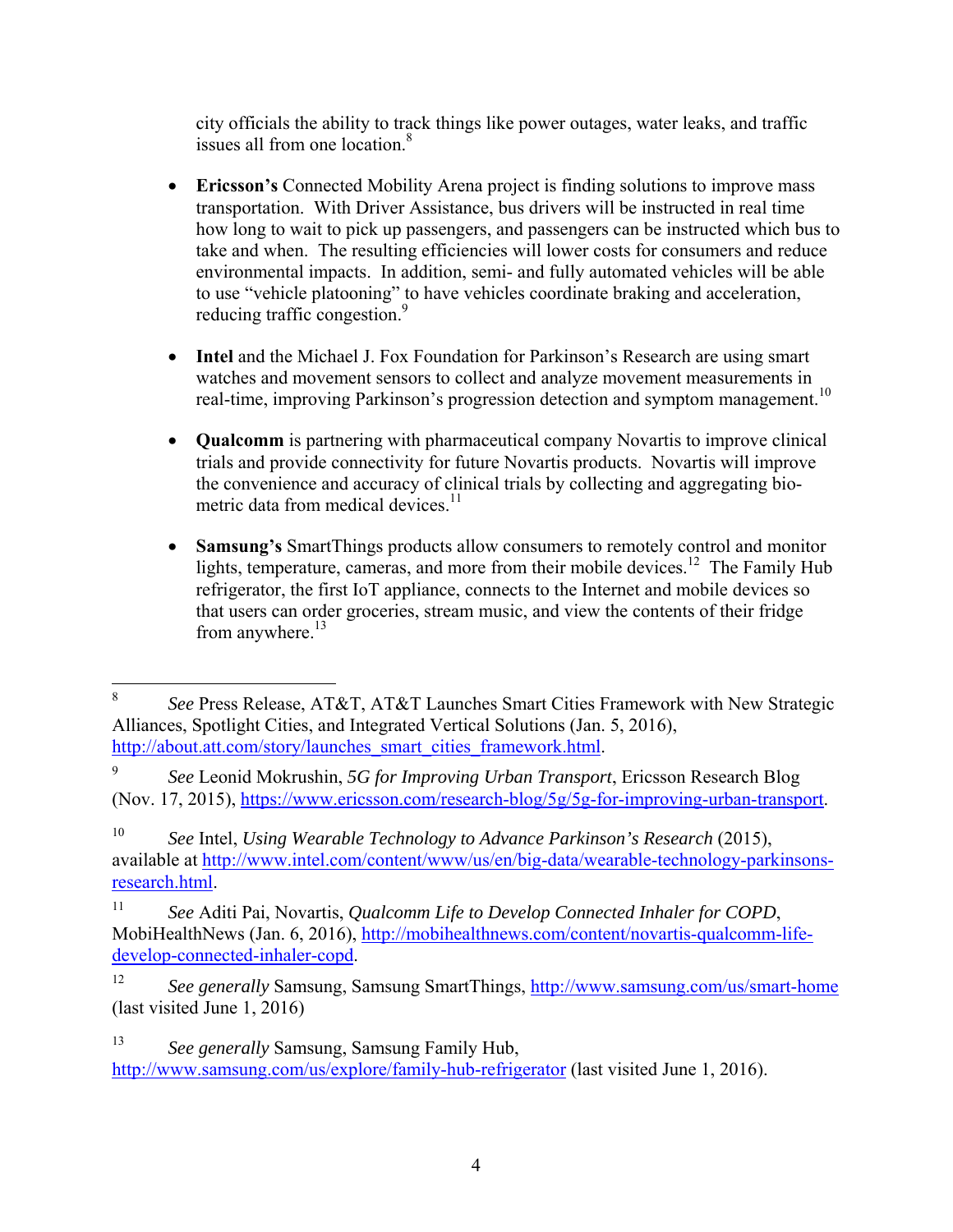city officials the ability to track things like power outages, water leaks, and traffic issues all from one location.[8]

- **Ericsson's** Connected Mobility Arena project is finding solutions to improve mass transportation. With Driver Assistance, bus drivers will be instructed in real time how long to wait to pick up passengers, and passengers can be instructed which bus to take and when. The resulting efficiencies will lower costs for consumers and reduce environmental impacts. In addition, semi- and fully automated vehicles will be able to use "vehicle platooning" to have vehicles coordinate braking and acceleration, reducing traffic congestion.[9]

- **Intel** and the Michael J. Fox Foundation for Parkinson's Research are using smart watches and movement sensors to collect and analyze movement measurements in real-time, improving Parkinson's progression detection and symptom management.[10]

- **Qualcomm** is partnering with pharmaceutical company Novartis to improve clinical trials and provide connectivity for future Novartis products. Novartis will improve the convenience and accuracy of clinical trials by collecting and aggregating bio-metric data from medical devices.[11]

- **Samsung's** SmartThings products allow consumers to remotely control and monitor lights, temperature, cameras, and more from their mobile devices.[12] The Family Hub refrigerator, the first IoT appliance, connects to the Internet and mobile devices so that users can order groceries, stream music, and view the contents of their fridge from anywhere.[13]

---

[8] *See* Press Release, AT&T, AT&T Launches Smart Cities Framework with New Strategic Alliances, Spotlight Cities, and Integrated Vertical Solutions (Jan. 5, 2016), http://about.att.com/story/launches_smart_cities_framework.html.

[9] *See* Leonid Mokrushin, *5G for Improving Urban Transport*, Ericsson Research Blog (Nov. 17, 2015), https://www.ericsson.com/research-blog/5g/5g-for-improving-urban-transport.

[10] *See* Intel, *Using Wearable Technology to Advance Parkinson's Research* (2015), available at http://www.intel.com/content/www/us/en/big-data/wearable-technology-parkinsons-research.html.

[11] *See* Aditi Pai, Novartis, *Qualcomm Life to Develop Connected Inhaler for COPD*, MobiHealthNews (Jan. 6, 2016), http://mobihealthnews.com/content/novartis-qualcomm-life-develop-connected-inhaler-copd.

[12] *See generally* Samsung, Samsung SmartThings, http://www.samsung.com/us/smart-home (last visited June 1, 2016)

[13] *See generally* Samsung, Samsung Family Hub, http://www.samsung.com/us/explore/family-hub-refrigerator (last visited June 1, 2016).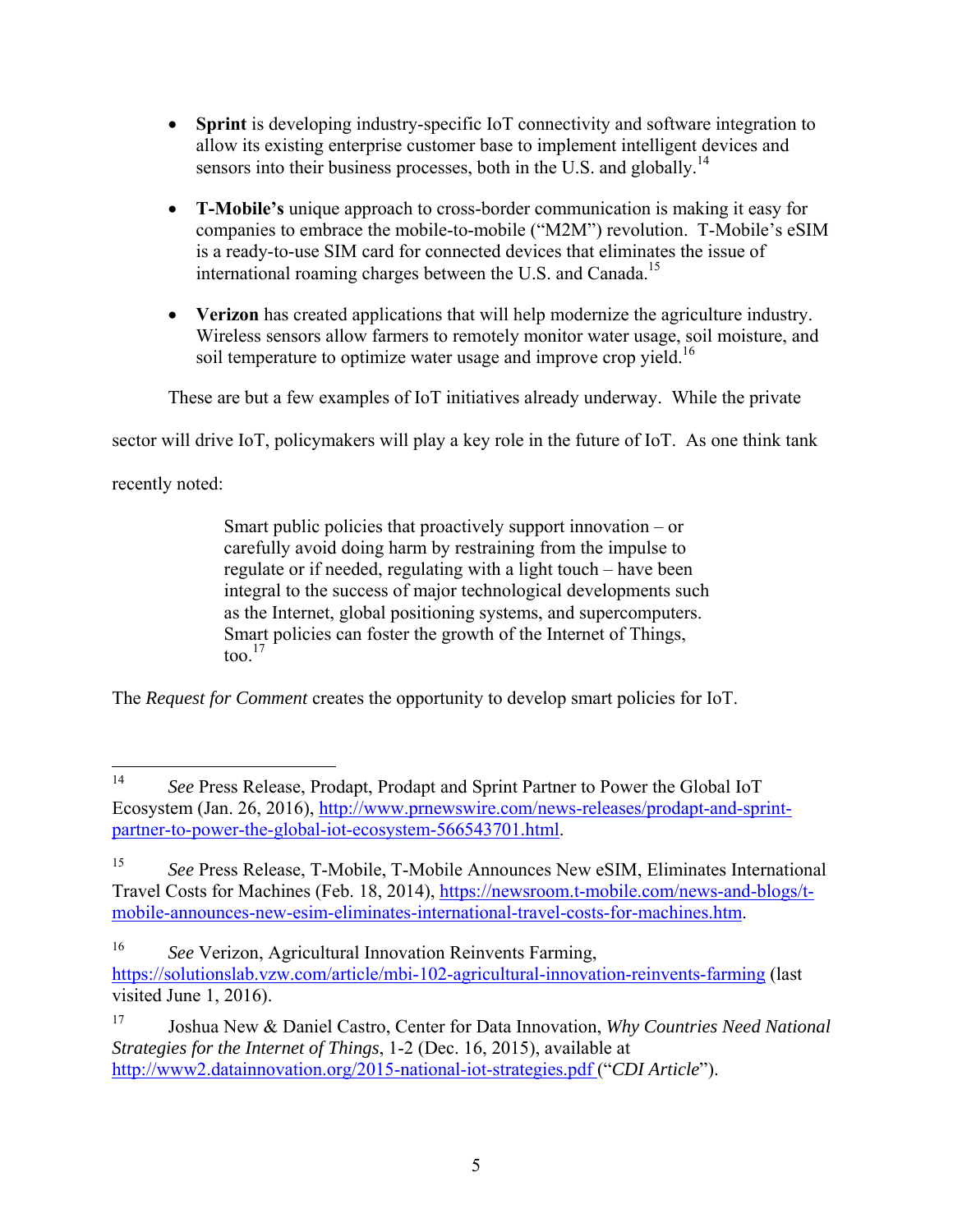- **Sprint** is developing industry-specific IoT connectivity and software integration to allow its existing enterprise customer base to implement intelligent devices and sensors into their business processes, both in the U.S. and globally.[14]

- **T-Mobile's** unique approach to cross-border communication is making it easy for companies to embrace the mobile-to-mobile ("M2M") revolution. T-Mobile's eSIM is a ready-to-use SIM card for connected devices that eliminates the issue of international roaming charges between the U.S. and Canada.[15]

- **Verizon** has created applications that will help modernize the agriculture industry. Wireless sensors allow farmers to remotely monitor water usage, soil moisture, and soil temperature to optimize water usage and improve crop yield.[16]

These are but a few examples of IoT initiatives already underway. While the private sector will drive IoT, policymakers will play a key role in the future of IoT. As one think tank recently noted:

> Smart public policies that proactively support innovation – or carefully avoid doing harm by restraining from the impulse to regulate or if needed, regulating with a light touch – have been integral to the success of major technological developments such as the Internet, global positioning systems, and supercomputers. Smart policies can foster the growth of the Internet of Things, too.[17]

The *Request for Comment* creates the opportunity to develop smart policies for IoT.

---

[14] *See* Press Release, Prodapt, Prodapt and Sprint Partner to Power the Global IoT Ecosystem (Jan. 26, 2016), http://www.prnewswire.com/news-releases/prodapt-and-sprint-partner-to-power-the-global-iot-ecosystem-566543701.html.

[15] *See* Press Release, T-Mobile, T-Mobile Announces New eSIM, Eliminates International Travel Costs for Machines (Feb. 18, 2014), https://newsroom.t-mobile.com/news-and-blogs/t-mobile-announces-new-esim-eliminates-international-travel-costs-for-machines.htm.

[16] *See* Verizon, Agricultural Innovation Reinvents Farming, https://solutionslab.vzw.com/article/mbi-102-agricultural-innovation-reinvents-farming (last visited June 1, 2016).

[17] Joshua New & Daniel Castro, Center for Data Innovation, *Why Countries Need National Strategies for the Internet of Things*, 1-2 (Dec. 16, 2015), available at http://www2.datainnovation.org/2015-national-iot-strategies.pdf ("*CDI Article*").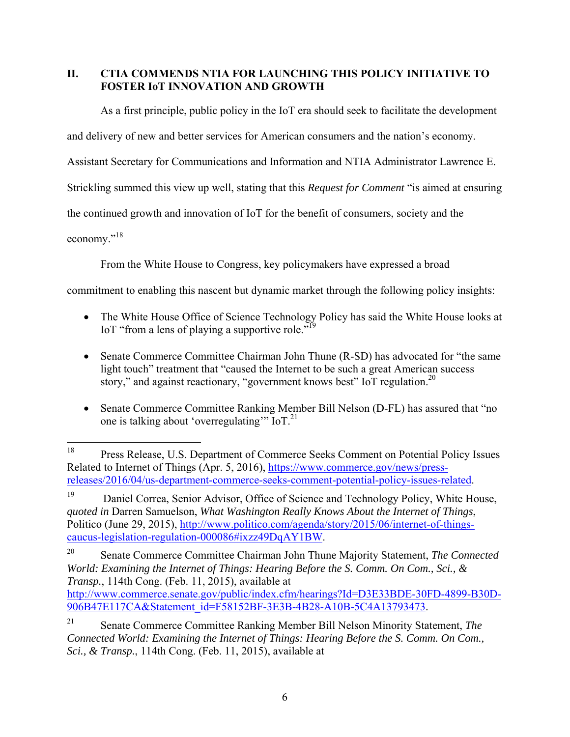## II. CTIA COMMENDS NTIA FOR LAUNCHING THIS POLICY INITIATIVE TO FOSTER IoT INNOVATION AND GROWTH

As a first principle, public policy in the IoT era should seek to facilitate the development and delivery of new and better services for American consumers and the nation's economy. Assistant Secretary for Communications and Information and NTIA Administrator Lawrence E. Strickling summed this view up well, stating that this *Request for Comment* "is aimed at ensuring the continued growth and innovation of IoT for the benefit of consumers, society and the economy."[18]

From the White House to Congress, key policymakers have expressed a broad commitment to enabling this nascent but dynamic market through the following policy insights:

- The White House Office of Science Technology Policy has said the White House looks at IoT "from a lens of playing a supportive role."[19]
- Senate Commerce Committee Chairman John Thune (R-SD) has advocated for "the same light touch" treatment that "caused the Internet to be such a great American success story," and against reactionary, "government knows best" IoT regulation.[20]
- Senate Commerce Committee Ranking Member Bill Nelson (D-FL) has assured that "no one is talking about 'overregulating'" IoT.[21]

---

[18] Press Release, U.S. Department of Commerce Seeks Comment on Potential Policy Issues Related to Internet of Things (Apr. 5, 2016), https://www.commerce.gov/news/press-releases/2016/04/us-department-commerce-seeks-comment-potential-policy-issues-related.

[19] Daniel Correa, Senior Advisor, Office of Science and Technology Policy, White House, *quoted in* Darren Samuelson, *What Washington Really Knows About the Internet of Things*, Politico (June 29, 2015), http://www.politico.com/agenda/story/2015/06/internet-of-things-caucus-legislation-regulation-000086#ixzz49DqAY1BW.

[20] Senate Commerce Committee Chairman John Thune Majority Statement, *The Connected World: Examining the Internet of Things: Hearing Before the S. Comm. On Com., Sci., & Transp.*, 114th Cong. (Feb. 11, 2015), available at http://www.commerce.senate.gov/public/index.cfm/hearings?Id=D3E33BDE-30FD-4899-B30D-906B47E117CA&Statement_id=F58152BF-3E3B-4B28-A10B-5C4A13793473.

[21] Senate Commerce Committee Ranking Member Bill Nelson Minority Statement, *The Connected World: Examining the Internet of Things: Hearing Before the S. Comm. On Com., Sci., & Transp.*, 114th Cong. (Feb. 11, 2015), available at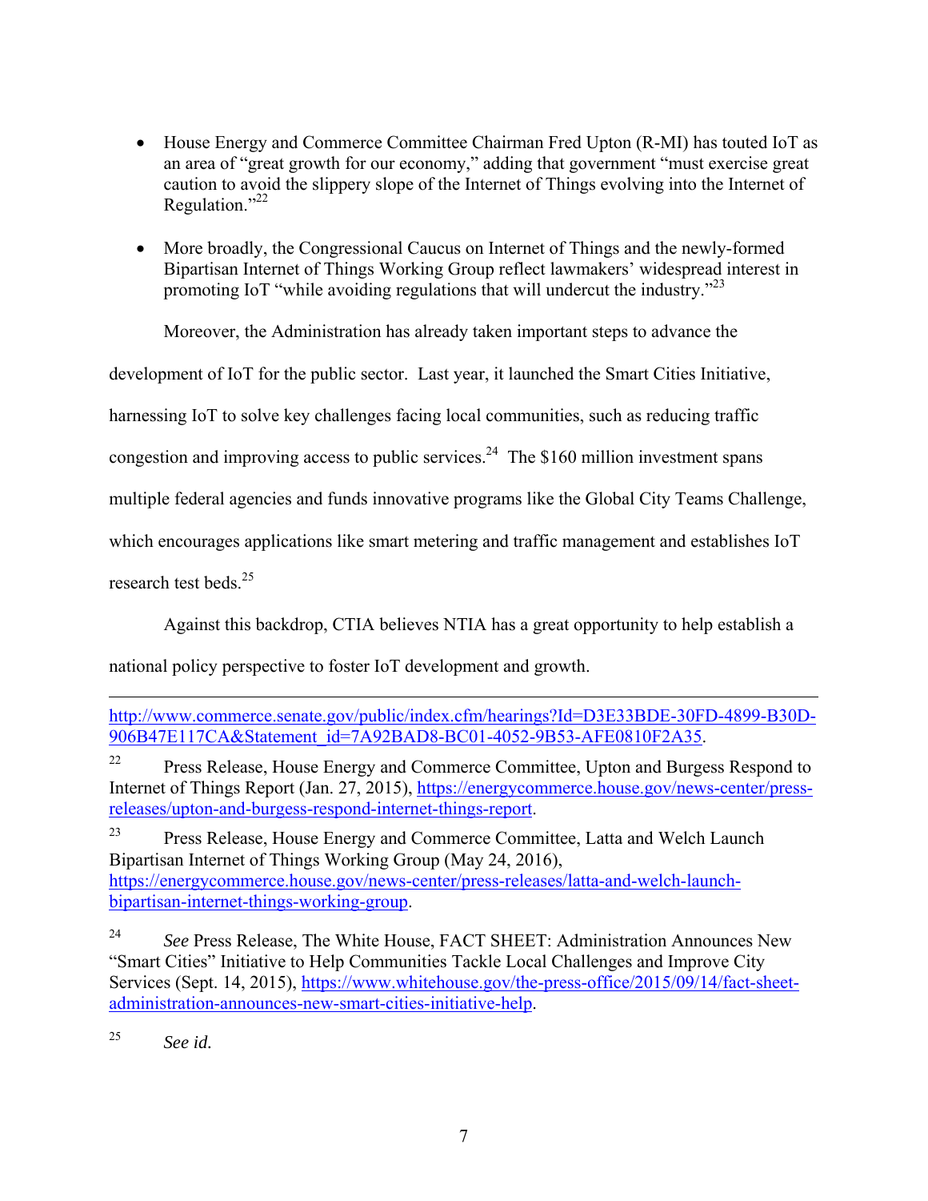- House Energy and Commerce Committee Chairman Fred Upton (R-MI) has touted IoT as an area of "great growth for our economy," adding that government "must exercise great caution to avoid the slippery slope of the Internet of Things evolving into the Internet of Regulation."[22]

- More broadly, the Congressional Caucus on Internet of Things and the newly-formed Bipartisan Internet of Things Working Group reflect lawmakers' widespread interest in promoting IoT "while avoiding regulations that will undercut the industry."[23]

Moreover, the Administration has already taken important steps to advance the development of IoT for the public sector. Last year, it launched the Smart Cities Initiative, harnessing IoT to solve key challenges facing local communities, such as reducing traffic congestion and improving access to public services.[24] The $160 million investment spans multiple federal agencies and funds innovative programs like the Global City Teams Challenge, which encourages applications like smart metering and traffic management and establishes IoT research test beds.[25]

Against this backdrop, CTIA believes NTIA has a great opportunity to help establish a national policy perspective to foster IoT development and growth.

---

http://www.commerce.senate.gov/public/index.cfm/hearings?Id=D3E33BDE-30FD-4899-B30D-906B47E117CA&Statement_id=7A92BAD8-BC01-4052-9B53-AFE0810F2A35.

[22] Press Release, House Energy and Commerce Committee, Upton and Burgess Respond to Internet of Things Report (Jan. 27, 2015), https://energycommerce.house.gov/news-center/press-releases/upton-and-burgess-respond-internet-things-report.

[23] Press Release, House Energy and Commerce Committee, Latta and Welch Launch Bipartisan Internet of Things Working Group (May 24, 2016), https://energycommerce.house.gov/news-center/press-releases/latta-and-welch-launch-bipartisan-internet-things-working-group.

[24] *See* Press Release, The White House, FACT SHEET: Administration Announces New "Smart Cities" Initiative to Help Communities Tackle Local Challenges and Improve City Services (Sept. 14, 2015), https://www.whitehouse.gov/the-press-office/2015/09/14/fact-sheet-administration-announces-new-smart-cities-initiative-help.

[25] *See id.*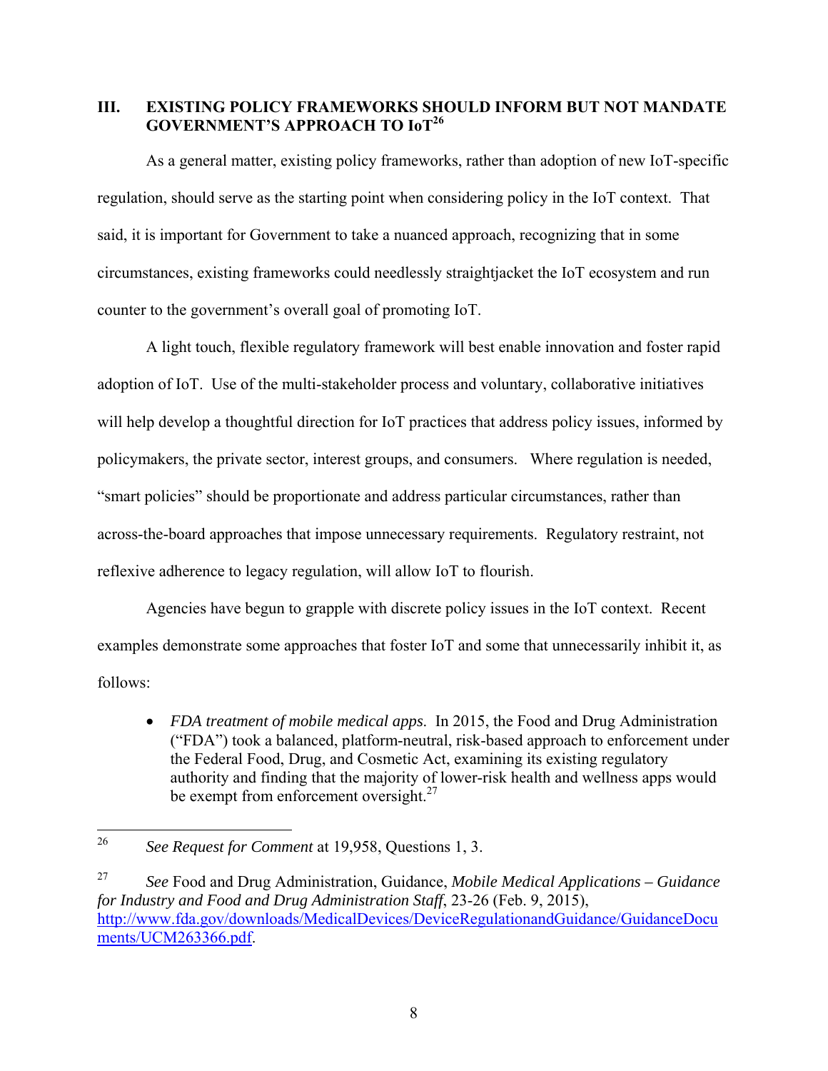## III. EXISTING POLICY FRAMEWORKS SHOULD INFORM BUT NOT MANDATE GOVERNMENT'S APPROACH TO IoT[26]

As a general matter, existing policy frameworks, rather than adoption of new IoT-specific regulation, should serve as the starting point when considering policy in the IoT context. That said, it is important for Government to take a nuanced approach, recognizing that in some circumstances, existing frameworks could needlessly straightjacket the IoT ecosystem and run counter to the government's overall goal of promoting IoT.

A light touch, flexible regulatory framework will best enable innovation and foster rapid adoption of IoT. Use of the multi-stakeholder process and voluntary, collaborative initiatives will help develop a thoughtful direction for IoT practices that address policy issues, informed by policymakers, the private sector, interest groups, and consumers. Where regulation is needed, "smart policies" should be proportionate and address particular circumstances, rather than across-the-board approaches that impose unnecessary requirements. Regulatory restraint, not reflexive adherence to legacy regulation, will allow IoT to flourish.

Agencies have begun to grapple with discrete policy issues in the IoT context. Recent examples demonstrate some approaches that foster IoT and some that unnecessarily inhibit it, as follows:

- *FDA treatment of mobile medical apps.* In 2015, the Food and Drug Administration ("FDA") took a balanced, platform-neutral, risk-based approach to enforcement under the Federal Food, Drug, and Cosmetic Act, examining its existing regulatory authority and finding that the majority of lower-risk health and wellness apps would be exempt from enforcement oversight.[27]

---

[26] *See Request for Comment* at 19,958, Questions 1, 3.

[27] *See* Food and Drug Administration, Guidance, *Mobile Medical Applications – Guidance for Industry and Food and Drug Administration Staff*, 23-26 (Feb. 9, 2015), http://www.fda.gov/downloads/MedicalDevices/DeviceRegulationandGuidance/GuidanceDocuments/UCM263366.pdf.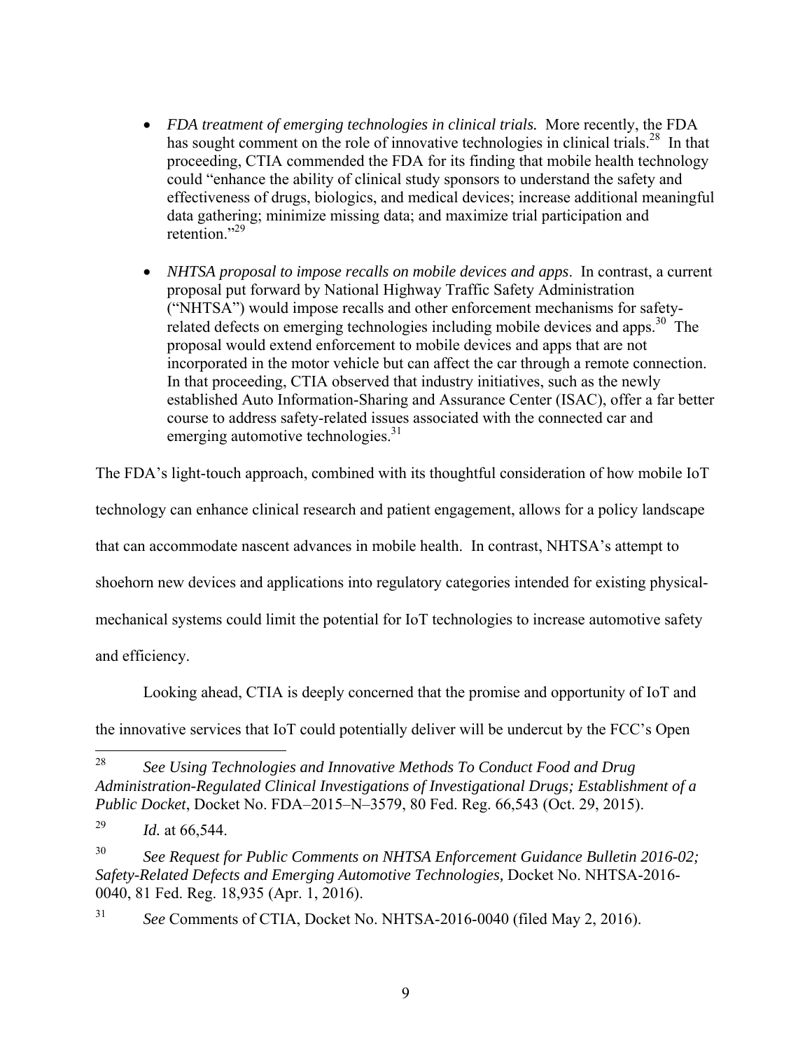- *FDA treatment of emerging technologies in clinical trials.* More recently, the FDA has sought comment on the role of innovative technologies in clinical trials.[28] In that proceeding, CTIA commended the FDA for its finding that mobile health technology could "enhance the ability of clinical study sponsors to understand the safety and effectiveness of drugs, biologics, and medical devices; increase additional meaningful data gathering; minimize missing data; and maximize trial participation and retention."[29]

- *NHTSA proposal to impose recalls on mobile devices and apps*. In contrast, a current proposal put forward by National Highway Traffic Safety Administration ("NHTSA") would impose recalls and other enforcement mechanisms for safety-related defects on emerging technologies including mobile devices and apps.[30] The proposal would extend enforcement to mobile devices and apps that are not incorporated in the motor vehicle but can affect the car through a remote connection. In that proceeding, CTIA observed that industry initiatives, such as the newly established Auto Information-Sharing and Assurance Center (ISAC), offer a far better course to address safety-related issues associated with the connected car and emerging automotive technologies.[31]

The FDA's light-touch approach, combined with its thoughtful consideration of how mobile IoT technology can enhance clinical research and patient engagement, allows for a policy landscape that can accommodate nascent advances in mobile health. In contrast, NHTSA's attempt to shoehorn new devices and applications into regulatory categories intended for existing physical-mechanical systems could limit the potential for IoT technologies to increase automotive safety and efficiency.

Looking ahead, CTIA is deeply concerned that the promise and opportunity of IoT and the innovative services that IoT could potentially deliver will be undercut by the FCC's Open

---

[28] *See Using Technologies and Innovative Methods To Conduct Food and Drug Administration-Regulated Clinical Investigations of Investigational Drugs; Establishment of a Public Docket*, Docket No. FDA–2015–N–3579, 80 Fed. Reg. 66,543 (Oct. 29, 2015).

[29] *Id.* at 66,544.

[30] *See Request for Public Comments on NHTSA Enforcement Guidance Bulletin 2016-02; Safety-Related Defects and Emerging Automotive Technologies,* Docket No. NHTSA-2016-0040, 81 Fed. Reg. 18,935 (Apr. 1, 2016).

[31] *See* Comments of CTIA, Docket No. NHTSA-2016-0040 (filed May 2, 2016).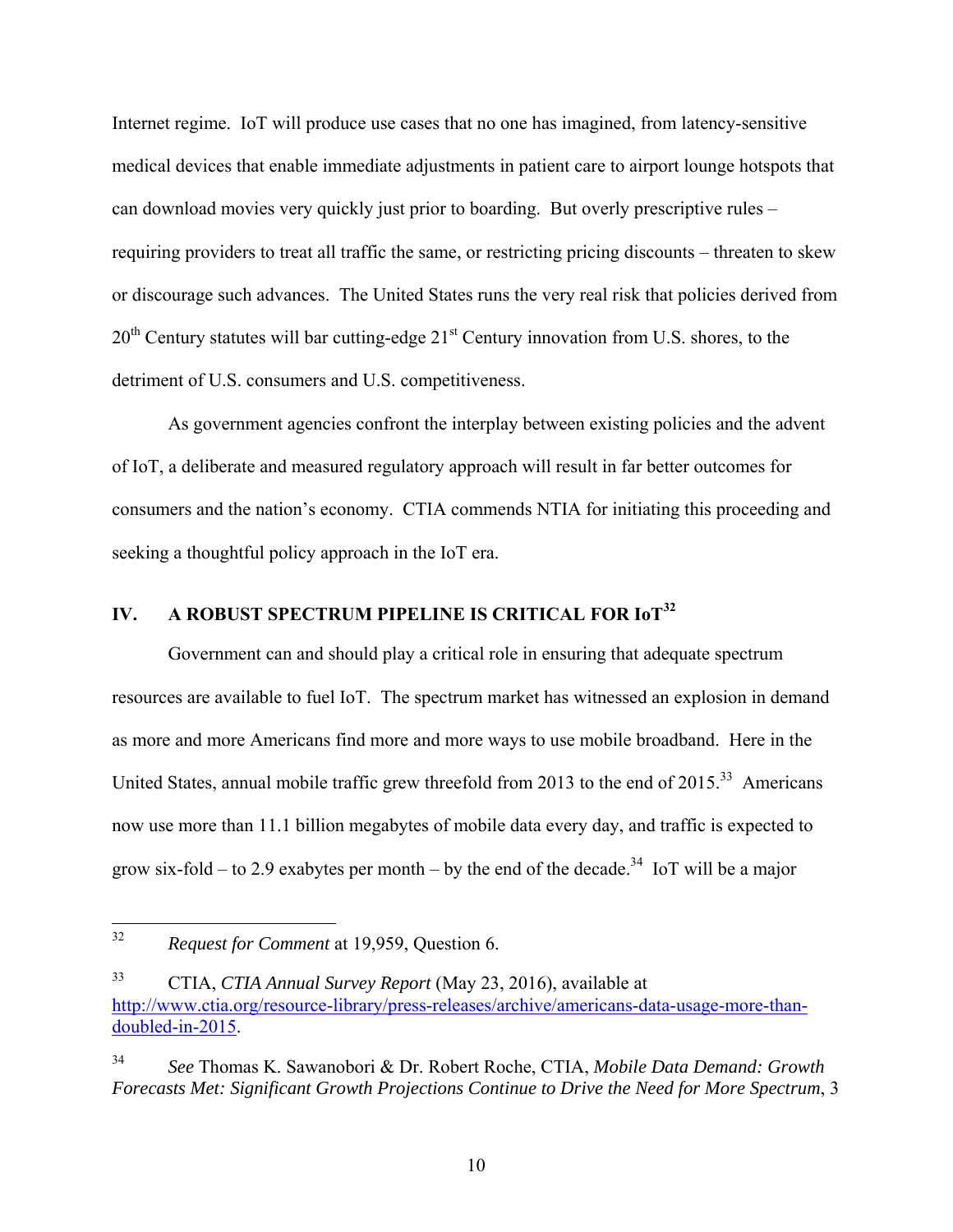Internet regime. IoT will produce use cases that no one has imagined, from latency-sensitive medical devices that enable immediate adjustments in patient care to airport lounge hotspots that can download movies very quickly just prior to boarding. But overly prescriptive rules – requiring providers to treat all traffic the same, or restricting pricing discounts – threaten to skew or discourage such advances. The United States runs the very real risk that policies derived from 20th Century statutes will bar cutting-edge 21st Century innovation from U.S. shores, to the detriment of U.S. consumers and U.S. competitiveness.

As government agencies confront the interplay between existing policies and the advent of IoT, a deliberate and measured regulatory approach will result in far better outcomes for consumers and the nation's economy. CTIA commends NTIA for initiating this proceeding and seeking a thoughtful policy approach in the IoT era.

## IV. A ROBUST SPECTRUM PIPELINE IS CRITICAL FOR IoT[32]

Government can and should play a critical role in ensuring that adequate spectrum resources are available to fuel IoT. The spectrum market has witnessed an explosion in demand as more and more Americans find more and more ways to use mobile broadband. Here in the United States, annual mobile traffic grew threefold from 2013 to the end of 2015.[33] Americans now use more than 11.1 billion megabytes of mobile data every day, and traffic is expected to grow six-fold – to 2.9 exabytes per month – by the end of the decade.[34] IoT will be a major

---

[32] *Request for Comment* at 19,959, Question 6.

[33] CTIA, *CTIA Annual Survey Report* (May 23, 2016), available at http://www.ctia.org/resource-library/press-releases/archive/americans-data-usage-more-than-doubled-in-2015.

[34] *See* Thomas K. Sawanobori & Dr. Robert Roche, CTIA, *Mobile Data Demand: Growth Forecasts Met: Significant Growth Projections Continue to Drive the Need for More Spectrum*, 3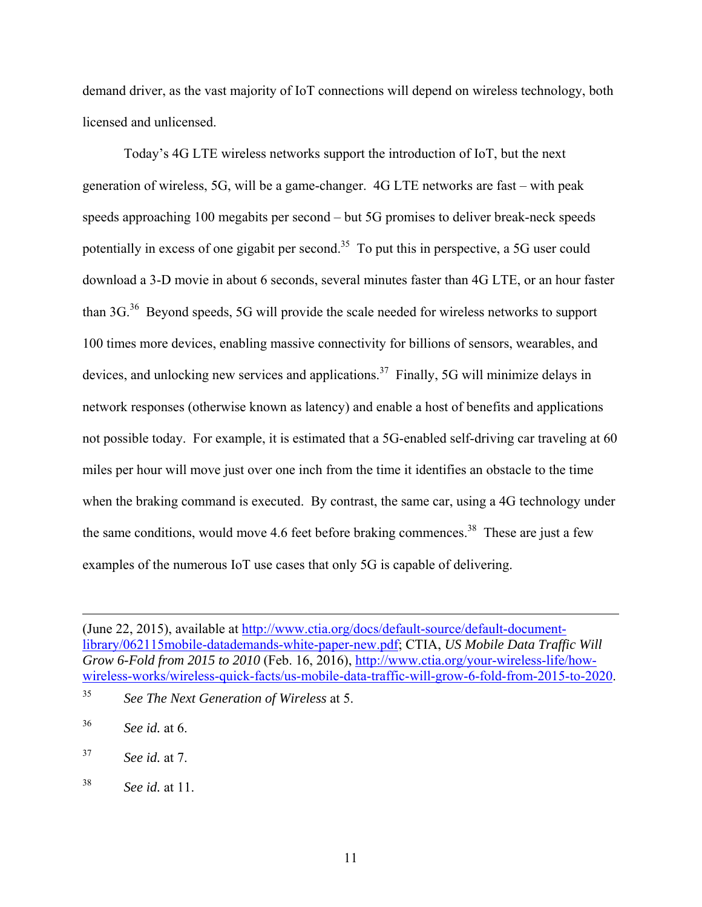demand driver, as the vast majority of IoT connections will depend on wireless technology, both licensed and unlicensed.

Today's 4G LTE wireless networks support the introduction of IoT, but the next generation of wireless, 5G, will be a game-changer. 4G LTE networks are fast – with peak speeds approaching 100 megabits per second – but 5G promises to deliver break-neck speeds potentially in excess of one gigabit per second.[35] To put this in perspective, a 5G user could download a 3-D movie in about 6 seconds, several minutes faster than 4G LTE, or an hour faster than 3G.[36] Beyond speeds, 5G will provide the scale needed for wireless networks to support 100 times more devices, enabling massive connectivity for billions of sensors, wearables, and devices, and unlocking new services and applications.[37] Finally, 5G will minimize delays in network responses (otherwise known as latency) and enable a host of benefits and applications not possible today. For example, it is estimated that a 5G-enabled self-driving car traveling at 60 miles per hour will move just over one inch from the time it identifies an obstacle to the time when the braking command is executed. By contrast, the same car, using a 4G technology under the same conditions, would move 4.6 feet before braking commences.[38] These are just a few examples of the numerous IoT use cases that only 5G is capable of delivering.

---

(June 22, 2015), available at http://www.ctia.org/docs/default-source/default-document-library/062115mobile-datademands-white-paper-new.pdf; CTIA, *US Mobile Data Traffic Will Grow 6-Fold from 2015 to 2010* (Feb. 16, 2016), http://www.ctia.org/your-wireless-life/how-wireless-works/wireless-quick-facts/us-mobile-data-traffic-will-grow-6-fold-from-2015-to-2020.

[35] *See The Next Generation of Wireless* at 5.

[36] *See id.* at 6.

[37] *See id.* at 7.

[38] *See id.* at 11.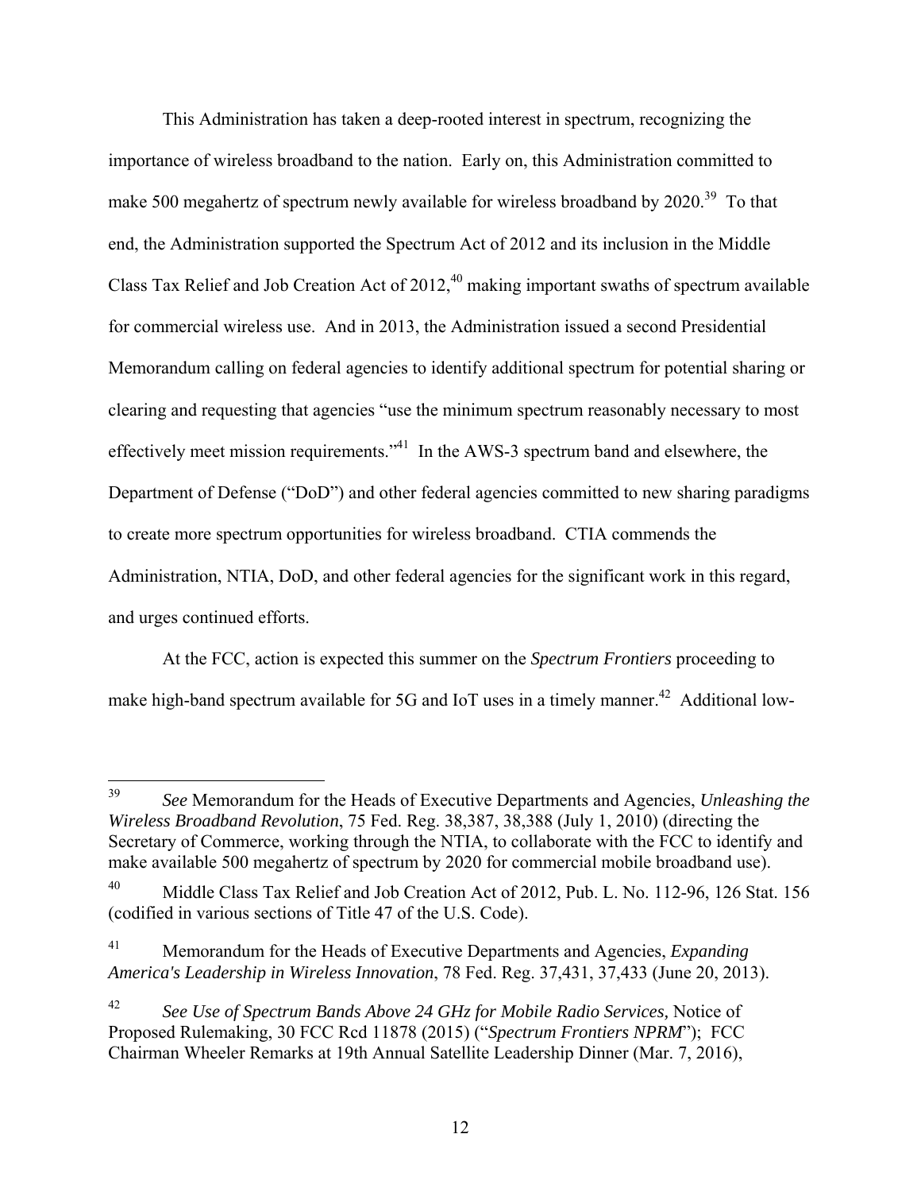This Administration has taken a deep-rooted interest in spectrum, recognizing the importance of wireless broadband to the nation. Early on, this Administration committed to make 500 megahertz of spectrum newly available for wireless broadband by 2020.[39] To that end, the Administration supported the Spectrum Act of 2012 and its inclusion in the Middle Class Tax Relief and Job Creation Act of 2012,[40] making important swaths of spectrum available for commercial wireless use. And in 2013, the Administration issued a second Presidential Memorandum calling on federal agencies to identify additional spectrum for potential sharing or clearing and requesting that agencies "use the minimum spectrum reasonably necessary to most effectively meet mission requirements."[41] In the AWS-3 spectrum band and elsewhere, the Department of Defense ("DoD") and other federal agencies committed to new sharing paradigms to create more spectrum opportunities for wireless broadband. CTIA commends the Administration, NTIA, DoD, and other federal agencies for the significant work in this regard, and urges continued efforts.

At the FCC, action is expected this summer on the *Spectrum Frontiers* proceeding to make high-band spectrum available for 5G and IoT uses in a timely manner.[42] Additional low-

---

[39] *See* Memorandum for the Heads of Executive Departments and Agencies, *Unleashing the Wireless Broadband Revolution*, 75 Fed. Reg. 38,387, 38,388 (July 1, 2010) (directing the Secretary of Commerce, working through the NTIA, to collaborate with the FCC to identify and make available 500 megahertz of spectrum by 2020 for commercial mobile broadband use).

[40] Middle Class Tax Relief and Job Creation Act of 2012, Pub. L. No. 112-96, 126 Stat. 156 (codified in various sections of Title 47 of the U.S. Code).

[41] Memorandum for the Heads of Executive Departments and Agencies, *Expanding America's Leadership in Wireless Innovation*, 78 Fed. Reg. 37,431, 37,433 (June 20, 2013).

[42] *See Use of Spectrum Bands Above 24 GHz for Mobile Radio Services,* Notice of Proposed Rulemaking, 30 FCC Rcd 11878 (2015) ("*Spectrum Frontiers NPRM*"); FCC Chairman Wheeler Remarks at 19th Annual Satellite Leadership Dinner (Mar. 7, 2016),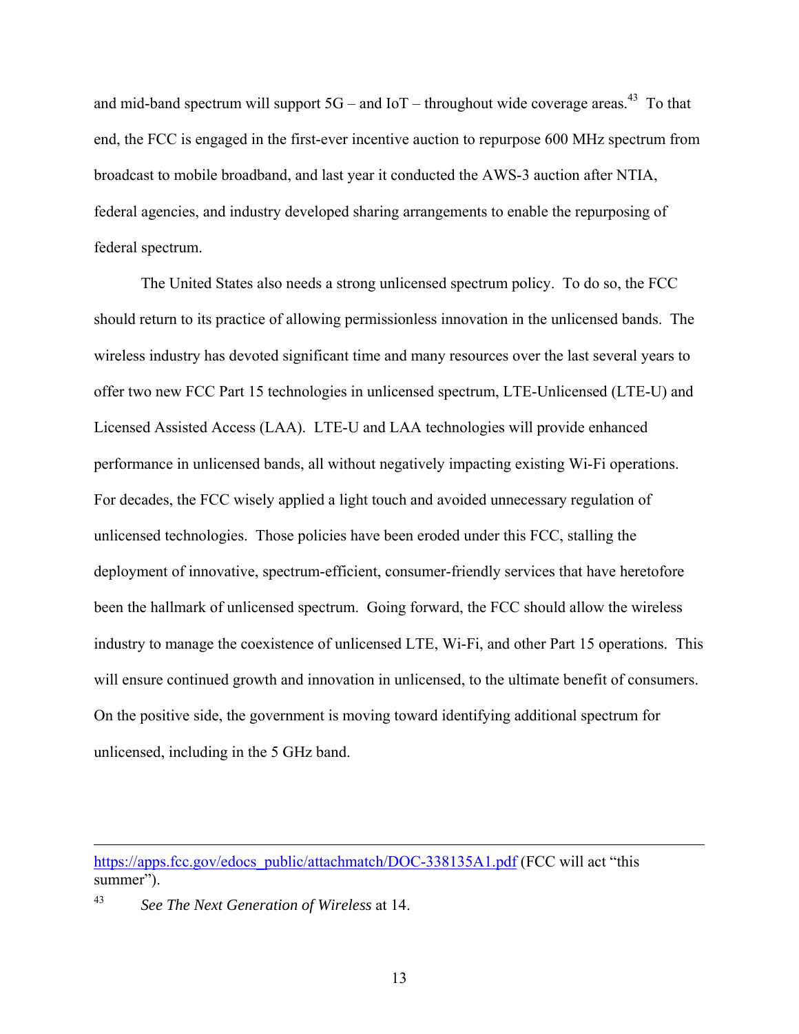and mid-band spectrum will support 5G – and IoT – throughout wide coverage areas.[43] To that end, the FCC is engaged in the first-ever incentive auction to repurpose 600 MHz spectrum from broadcast to mobile broadband, and last year it conducted the AWS-3 auction after NTIA, federal agencies, and industry developed sharing arrangements to enable the repurposing of federal spectrum.

The United States also needs a strong unlicensed spectrum policy. To do so, the FCC should return to its practice of allowing permissionless innovation in the unlicensed bands. The wireless industry has devoted significant time and many resources over the last several years to offer two new FCC Part 15 technologies in unlicensed spectrum, LTE-Unlicensed (LTE-U) and Licensed Assisted Access (LAA). LTE-U and LAA technologies will provide enhanced performance in unlicensed bands, all without negatively impacting existing Wi-Fi operations. For decades, the FCC wisely applied a light touch and avoided unnecessary regulation of unlicensed technologies. Those policies have been eroded under this FCC, stalling the deployment of innovative, spectrum-efficient, consumer-friendly services that have heretofore been the hallmark of unlicensed spectrum. Going forward, the FCC should allow the wireless industry to manage the coexistence of unlicensed LTE, Wi-Fi, and other Part 15 operations. This will ensure continued growth and innovation in unlicensed, to the ultimate benefit of consumers. On the positive side, the government is moving toward identifying additional spectrum for unlicensed, including in the 5 GHz band.

---

https://apps.fcc.gov/edocs_public/attachmatch/DOC-338135A1.pdf (FCC will act "this summer").

[43] *See The Next Generation of Wireless* at 14.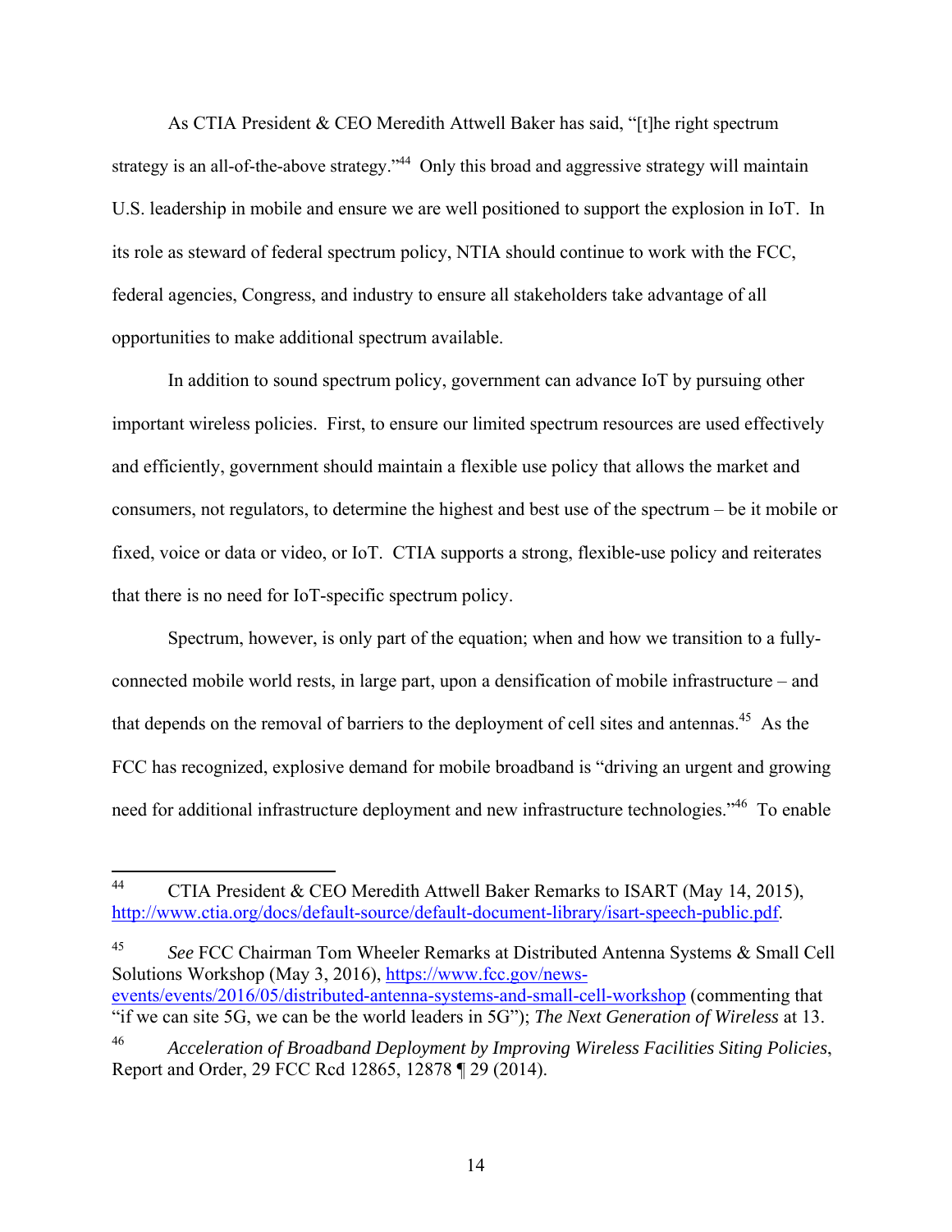As CTIA President & CEO Meredith Attwell Baker has said, "[t]he right spectrum strategy is an all-of-the-above strategy."[44] Only this broad and aggressive strategy will maintain U.S. leadership in mobile and ensure we are well positioned to support the explosion in IoT. In its role as steward of federal spectrum policy, NTIA should continue to work with the FCC, federal agencies, Congress, and industry to ensure all stakeholders take advantage of all opportunities to make additional spectrum available.

In addition to sound spectrum policy, government can advance IoT by pursuing other important wireless policies. First, to ensure our limited spectrum resources are used effectively and efficiently, government should maintain a flexible use policy that allows the market and consumers, not regulators, to determine the highest and best use of the spectrum – be it mobile or fixed, voice or data or video, or IoT. CTIA supports a strong, flexible-use policy and reiterates that there is no need for IoT-specific spectrum policy.

Spectrum, however, is only part of the equation; when and how we transition to a fully-connected mobile world rests, in large part, upon a densification of mobile infrastructure – and that depends on the removal of barriers to the deployment of cell sites and antennas.[45] As the FCC has recognized, explosive demand for mobile broadband is "driving an urgent and growing need for additional infrastructure deployment and new infrastructure technologies."[46] To enable

---

[44] CTIA President & CEO Meredith Attwell Baker Remarks to ISART (May 14, 2015), http://www.ctia.org/docs/default-source/default-document-library/isart-speech-public.pdf.

[45] *See* FCC Chairman Tom Wheeler Remarks at Distributed Antenna Systems & Small Cell Solutions Workshop (May 3, 2016), https://www.fcc.gov/news-events/events/2016/05/distributed-antenna-systems-and-small-cell-workshop (commenting that "if we can site 5G, we can be the world leaders in 5G"); *The Next Generation of Wireless* at 13.

[46] *Acceleration of Broadband Deployment by Improving Wireless Facilities Siting Policies*, Report and Order, 29 FCC Rcd 12865, 12878 ¶ 29 (2014).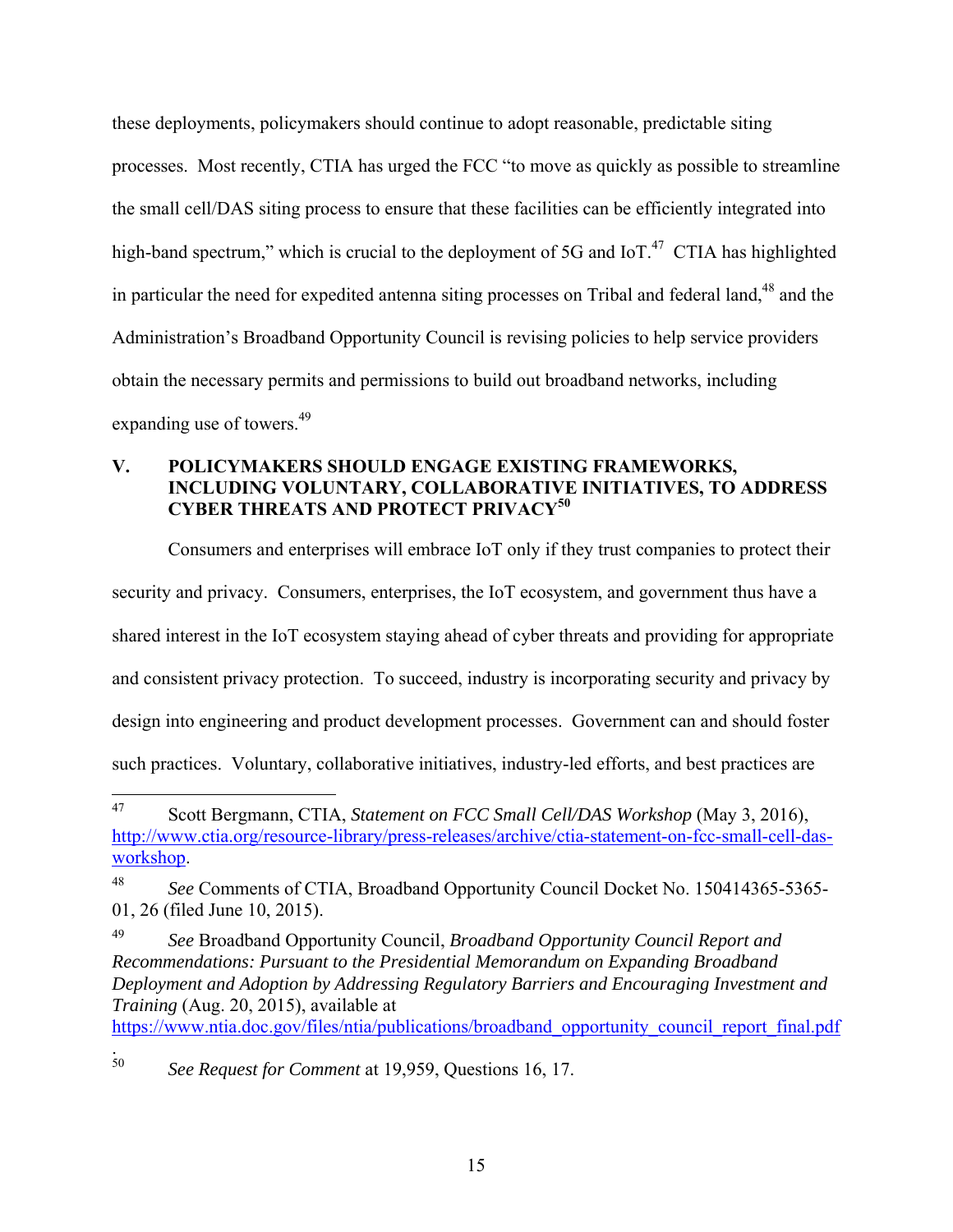these deployments, policymakers should continue to adopt reasonable, predictable siting processes. Most recently, CTIA has urged the FCC "to move as quickly as possible to streamline the small cell/DAS siting process to ensure that these facilities can be efficiently integrated into high-band spectrum," which is crucial to the deployment of 5G and IoT.[47] CTIA has highlighted in particular the need for expedited antenna siting processes on Tribal and federal land,[48] and the Administration's Broadband Opportunity Council is revising policies to help service providers obtain the necessary permits and permissions to build out broadband networks, including expanding use of towers.[49]

## V. POLICYMAKERS SHOULD ENGAGE EXISTING FRAMEWORKS, INCLUDING VOLUNTARY, COLLABORATIVE INITIATIVES, TO ADDRESS CYBER THREATS AND PROTECT PRIVACY[50]

Consumers and enterprises will embrace IoT only if they trust companies to protect their security and privacy. Consumers, enterprises, the IoT ecosystem, and government thus have a shared interest in the IoT ecosystem staying ahead of cyber threats and providing for appropriate and consistent privacy protection. To succeed, industry is incorporating security and privacy by design into engineering and product development processes. Government can and should foster such practices. Voluntary, collaborative initiatives, industry-led efforts, and best practices are

---

[47] Scott Bergmann, CTIA, *Statement on FCC Small Cell/DAS Workshop* (May 3, 2016), http://www.ctia.org/resource-library/press-releases/archive/ctia-statement-on-fcc-small-cell-das-workshop.

[48] *See* Comments of CTIA, Broadband Opportunity Council Docket No. 150414365-5365-01, 26 (filed June 10, 2015).

[49] *See* Broadband Opportunity Council, *Broadband Opportunity Council Report and Recommendations: Pursuant to the Presidential Memorandum on Expanding Broadband Deployment and Adoption by Addressing Regulatory Barriers and Encouraging Investment and Training* (Aug. 20, 2015), available at https://www.ntia.doc.gov/files/ntia/publications/broadband_opportunity_council_report_final.pdf.

[50] *See Request for Comment* at 19,959, Questions 16, 17.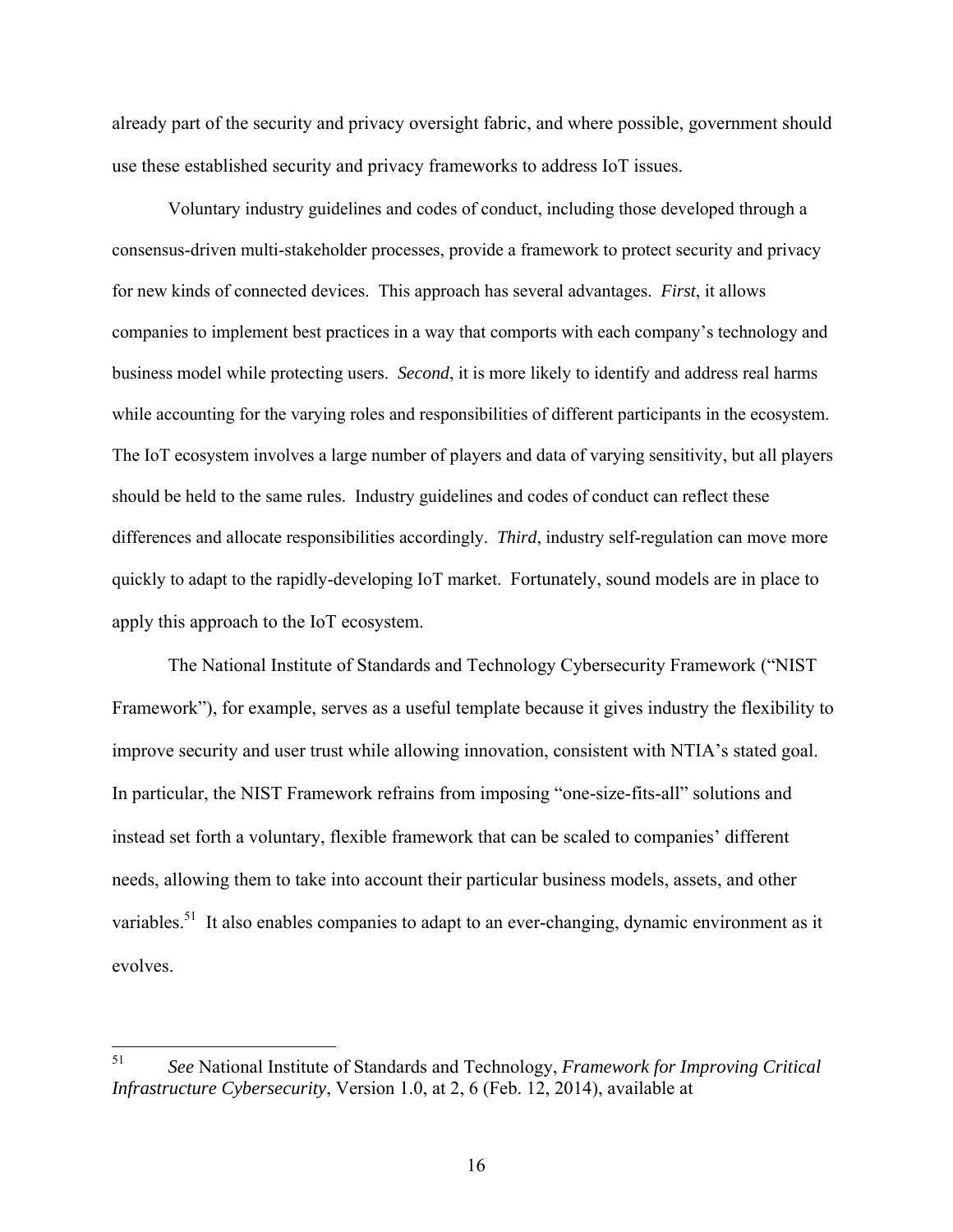already part of the security and privacy oversight fabric, and where possible, government should use these established security and privacy frameworks to address IoT issues.

Voluntary industry guidelines and codes of conduct, including those developed through a consensus-driven multi-stakeholder processes, provide a framework to protect security and privacy for new kinds of connected devices. This approach has several advantages. *First*, it allows companies to implement best practices in a way that comports with each company's technology and business model while protecting users. *Second*, it is more likely to identify and address real harms while accounting for the varying roles and responsibilities of different participants in the ecosystem. The IoT ecosystem involves a large number of players and data of varying sensitivity, but all players should be held to the same rules. Industry guidelines and codes of conduct can reflect these differences and allocate responsibilities accordingly. *Third*, industry self-regulation can move more quickly to adapt to the rapidly-developing IoT market. Fortunately, sound models are in place to apply this approach to the IoT ecosystem.

The National Institute of Standards and Technology Cybersecurity Framework ("NIST Framework"), for example, serves as a useful template because it gives industry the flexibility to improve security and user trust while allowing innovation, consistent with NTIA's stated goal. In particular, the NIST Framework refrains from imposing "one-size-fits-all" solutions and instead set forth a voluntary, flexible framework that can be scaled to companies' different needs, allowing them to take into account their particular business models, assets, and other variables.[51] It also enables companies to adapt to an ever-changing, dynamic environment as it evolves.

---

[51] *See* National Institute of Standards and Technology, *Framework for Improving Critical Infrastructure Cybersecurity*, Version 1.0, at 2, 6 (Feb. 12, 2014), available at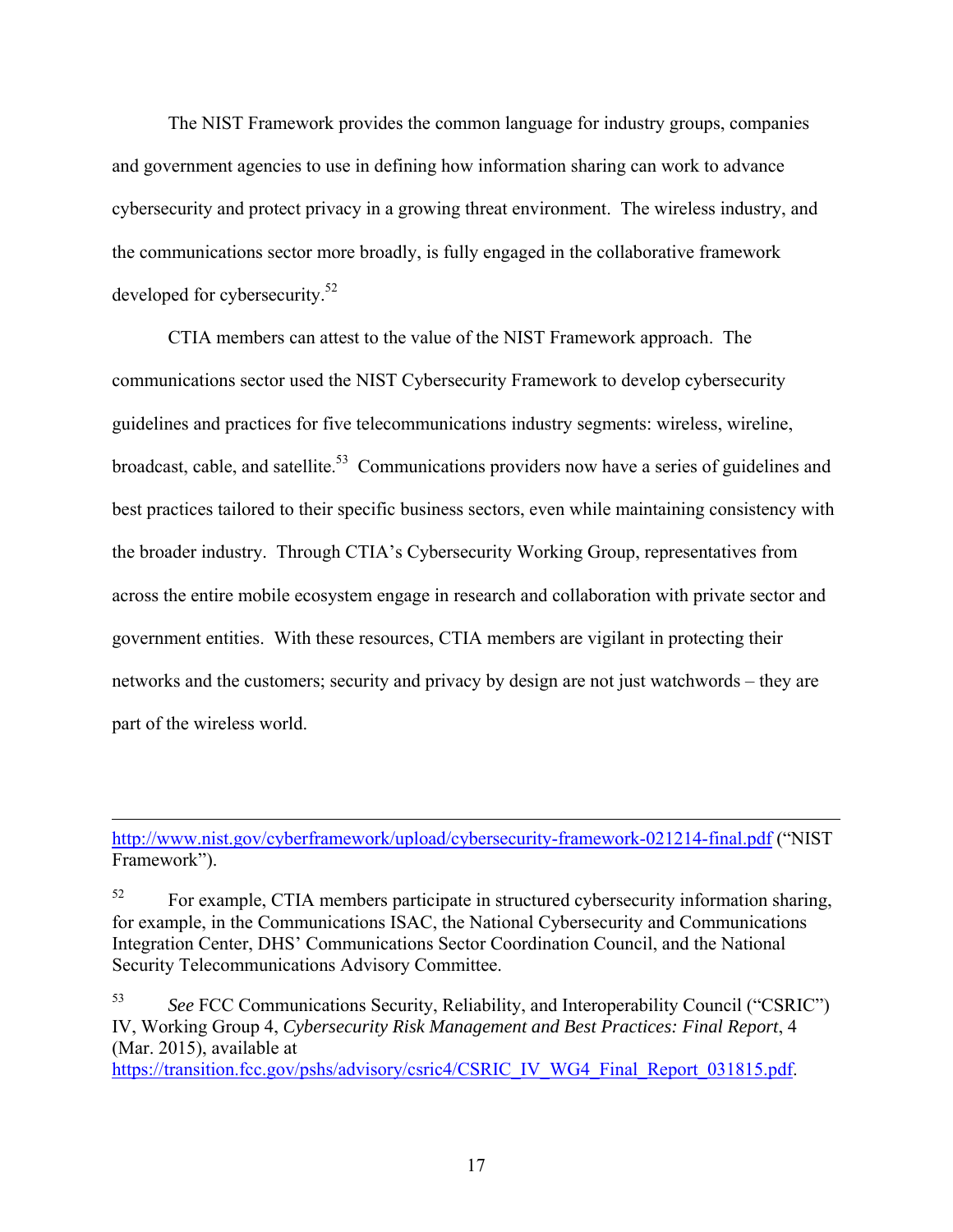The NIST Framework provides the common language for industry groups, companies and government agencies to use in defining how information sharing can work to advance cybersecurity and protect privacy in a growing threat environment. The wireless industry, and the communications sector more broadly, is fully engaged in the collaborative framework developed for cybersecurity.[52]

CTIA members can attest to the value of the NIST Framework approach. The communications sector used the NIST Cybersecurity Framework to develop cybersecurity guidelines and practices for five telecommunications industry segments: wireless, wireline, broadcast, cable, and satellite.[53] Communications providers now have a series of guidelines and best practices tailored to their specific business sectors, even while maintaining consistency with the broader industry. Through CTIA's Cybersecurity Working Group, representatives from across the entire mobile ecosystem engage in research and collaboration with private sector and government entities. With these resources, CTIA members are vigilant in protecting their networks and the customers; security and privacy by design are not just watchwords – they are part of the wireless world.

---

http://www.nist.gov/cyberframework/upload/cybersecurity-framework-021214-final.pdf ("NIST Framework").

[52] For example, CTIA members participate in structured cybersecurity information sharing, for example, in the Communications ISAC, the National Cybersecurity and Communications Integration Center, DHS' Communications Sector Coordination Council, and the National Security Telecommunications Advisory Committee.

[53] *See* FCC Communications Security, Reliability, and Interoperability Council ("CSRIC") IV, Working Group 4, *Cybersecurity Risk Management and Best Practices: Final Report*, 4 (Mar. 2015), available at https://transition.fcc.gov/pshs/advisory/csric4/CSRIC_IV_WG4_Final_Report_031815.pdf.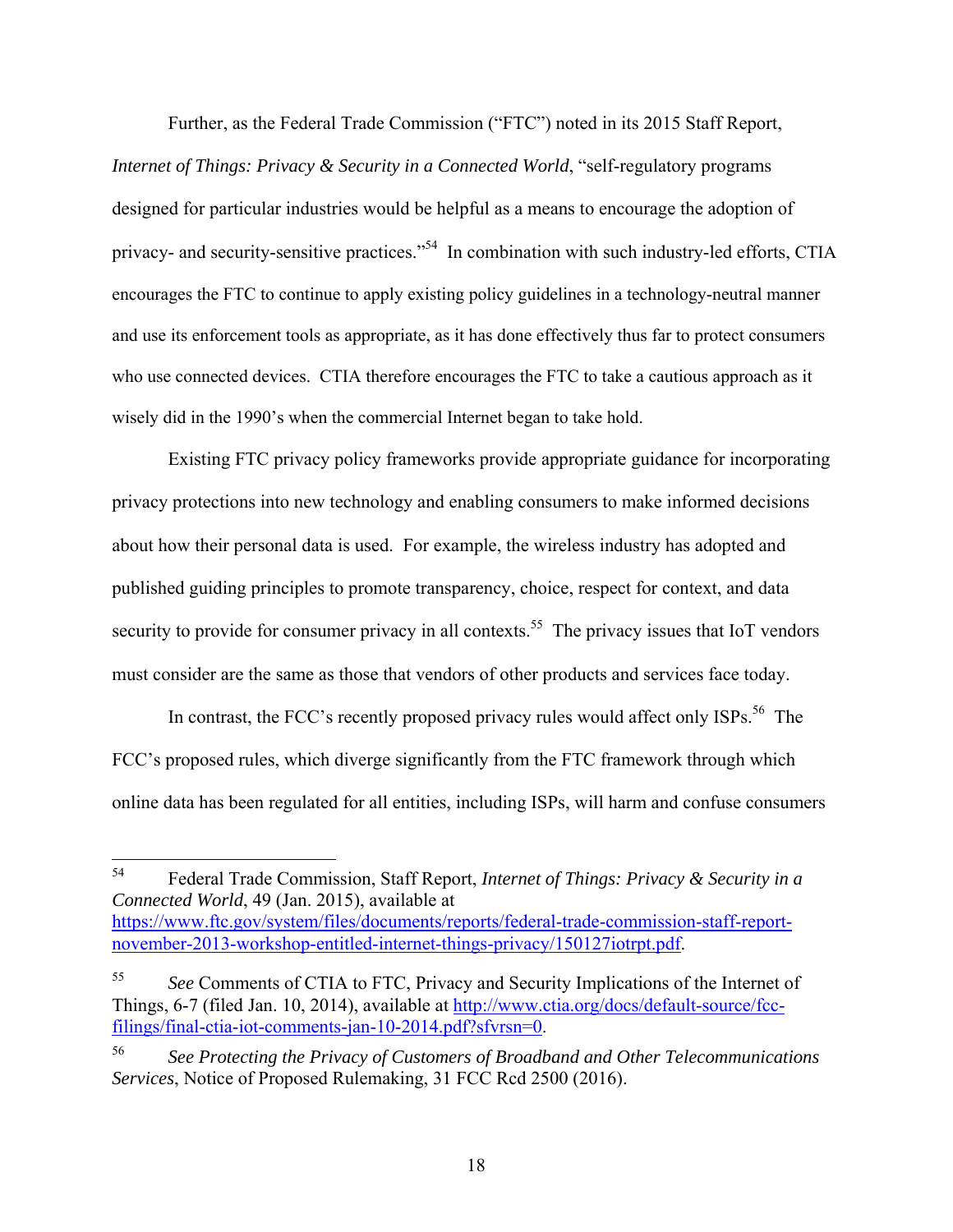Further, as the Federal Trade Commission ("FTC") noted in its 2015 Staff Report, *Internet of Things: Privacy & Security in a Connected World*, "self-regulatory programs designed for particular industries would be helpful as a means to encourage the adoption of privacy- and security-sensitive practices."[54] In combination with such industry-led efforts, CTIA encourages the FTC to continue to apply existing policy guidelines in a technology-neutral manner and use its enforcement tools as appropriate, as it has done effectively thus far to protect consumers who use connected devices. CTIA therefore encourages the FTC to take a cautious approach as it wisely did in the 1990's when the commercial Internet began to take hold.

Existing FTC privacy policy frameworks provide appropriate guidance for incorporating privacy protections into new technology and enabling consumers to make informed decisions about how their personal data is used. For example, the wireless industry has adopted and published guiding principles to promote transparency, choice, respect for context, and data security to provide for consumer privacy in all contexts.[55] The privacy issues that IoT vendors must consider are the same as those that vendors of other products and services face today.

In contrast, the FCC's recently proposed privacy rules would affect only ISPs.[56] The FCC's proposed rules, which diverge significantly from the FTC framework through which online data has been regulated for all entities, including ISPs, will harm and confuse consumers

---

[54] Federal Trade Commission, Staff Report, *Internet of Things: Privacy & Security in a Connected World*, 49 (Jan. 2015), available at https://www.ftc.gov/system/files/documents/reports/federal-trade-commission-staff-report-november-2013-workshop-entitled-internet-things-privacy/150127iotrpt.pdf.

[55] *See* Comments of CTIA to FTC, Privacy and Security Implications of the Internet of Things, 6-7 (filed Jan. 10, 2014), available at http://www.ctia.org/docs/default-source/fcc-filings/final-ctia-iot-comments-jan-10-2014.pdf?sfvrsn=0.

[56] *See Protecting the Privacy of Customers of Broadband and Other Telecommunications Services*, Notice of Proposed Rulemaking, 31 FCC Rcd 2500 (2016).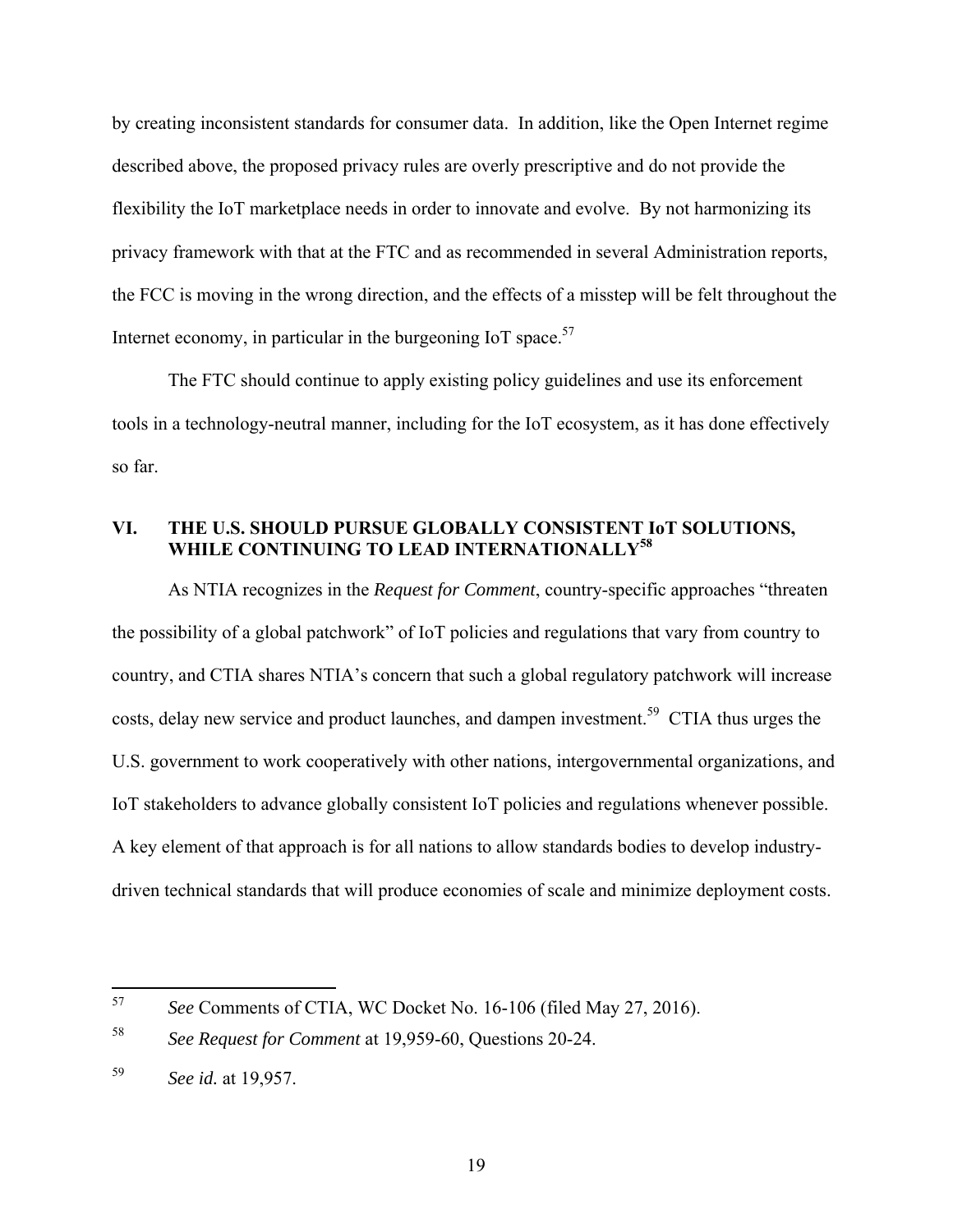by creating inconsistent standards for consumer data. In addition, like the Open Internet regime described above, the proposed privacy rules are overly prescriptive and do not provide the flexibility the IoT marketplace needs in order to innovate and evolve. By not harmonizing its privacy framework with that at the FTC and as recommended in several Administration reports, the FCC is moving in the wrong direction, and the effects of a misstep will be felt throughout the Internet economy, in particular in the burgeoning IoT space.[57]

The FTC should continue to apply existing policy guidelines and use its enforcement tools in a technology-neutral manner, including for the IoT ecosystem, as it has done effectively so far.

## VI. THE U.S. SHOULD PURSUE GLOBALLY CONSISTENT IoT SOLUTIONS, WHILE CONTINUING TO LEAD INTERNATIONALLY[58]

As NTIA recognizes in the *Request for Comment*, country-specific approaches "threaten the possibility of a global patchwork" of IoT policies and regulations that vary from country to country, and CTIA shares NTIA's concern that such a global regulatory patchwork will increase costs, delay new service and product launches, and dampen investment.[59] CTIA thus urges the U.S. government to work cooperatively with other nations, intergovernmental organizations, and IoT stakeholders to advance globally consistent IoT policies and regulations whenever possible. A key element of that approach is for all nations to allow standards bodies to develop industry-driven technical standards that will produce economies of scale and minimize deployment costs.

---

[57] *See* Comments of CTIA, WC Docket No. 16-106 (filed May 27, 2016).

[58] *See Request for Comment* at 19,959-60, Questions 20-24.

[59] *See id.* at 19,957.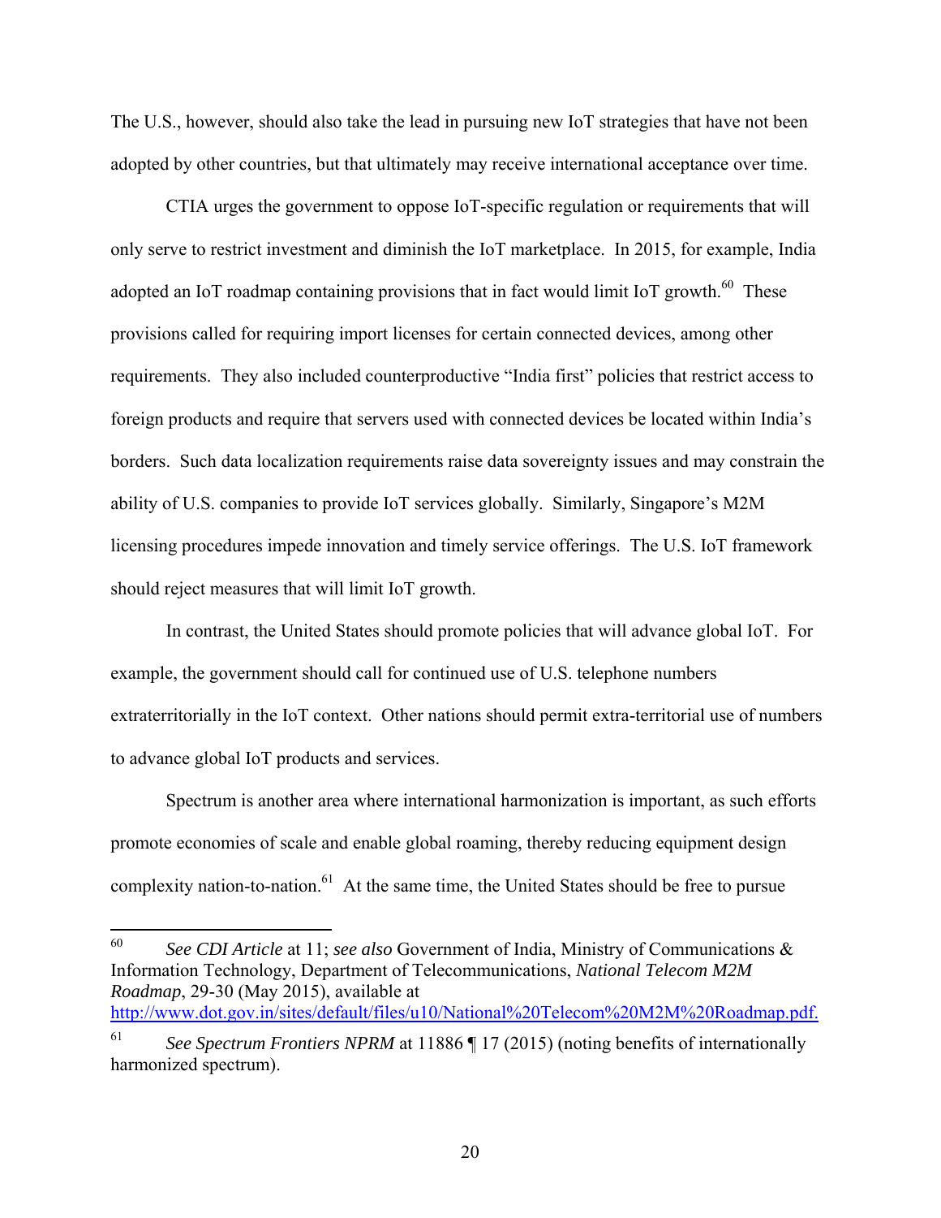The U.S., however, should also take the lead in pursuing new IoT strategies that have not been adopted by other countries, but that ultimately may receive international acceptance over time.

CTIA urges the government to oppose IoT-specific regulation or requirements that will only serve to restrict investment and diminish the IoT marketplace. In 2015, for example, India adopted an IoT roadmap containing provisions that in fact would limit IoT growth.[60] These provisions called for requiring import licenses for certain connected devices, among other requirements. They also included counterproductive "India first" policies that restrict access to foreign products and require that servers used with connected devices be located within India's borders. Such data localization requirements raise data sovereignty issues and may constrain the ability of U.S. companies to provide IoT services globally. Similarly, Singapore's M2M licensing procedures impede innovation and timely service offerings. The U.S. IoT framework should reject measures that will limit IoT growth.

In contrast, the United States should promote policies that will advance global IoT. For example, the government should call for continued use of U.S. telephone numbers extraterritorially in the IoT context. Other nations should permit extra-territorial use of numbers to advance global IoT products and services.

Spectrum is another area where international harmonization is important, as such efforts promote economies of scale and enable global roaming, thereby reducing equipment design complexity nation-to-nation.[61] At the same time, the United States should be free to pursue

---

[60] *See CDI Article* at 11; *see also* Government of India, Ministry of Communications & Information Technology, Department of Telecommunications, *National Telecom M2M Roadmap*, 29-30 (May 2015), available at http://www.dot.gov.in/sites/default/files/u10/National%20Telecom%20M2M%20Roadmap.pdf.

[61] *See Spectrum Frontiers NPRM* at 11886 ¶ 17 (2015) (noting benefits of internationally harmonized spectrum).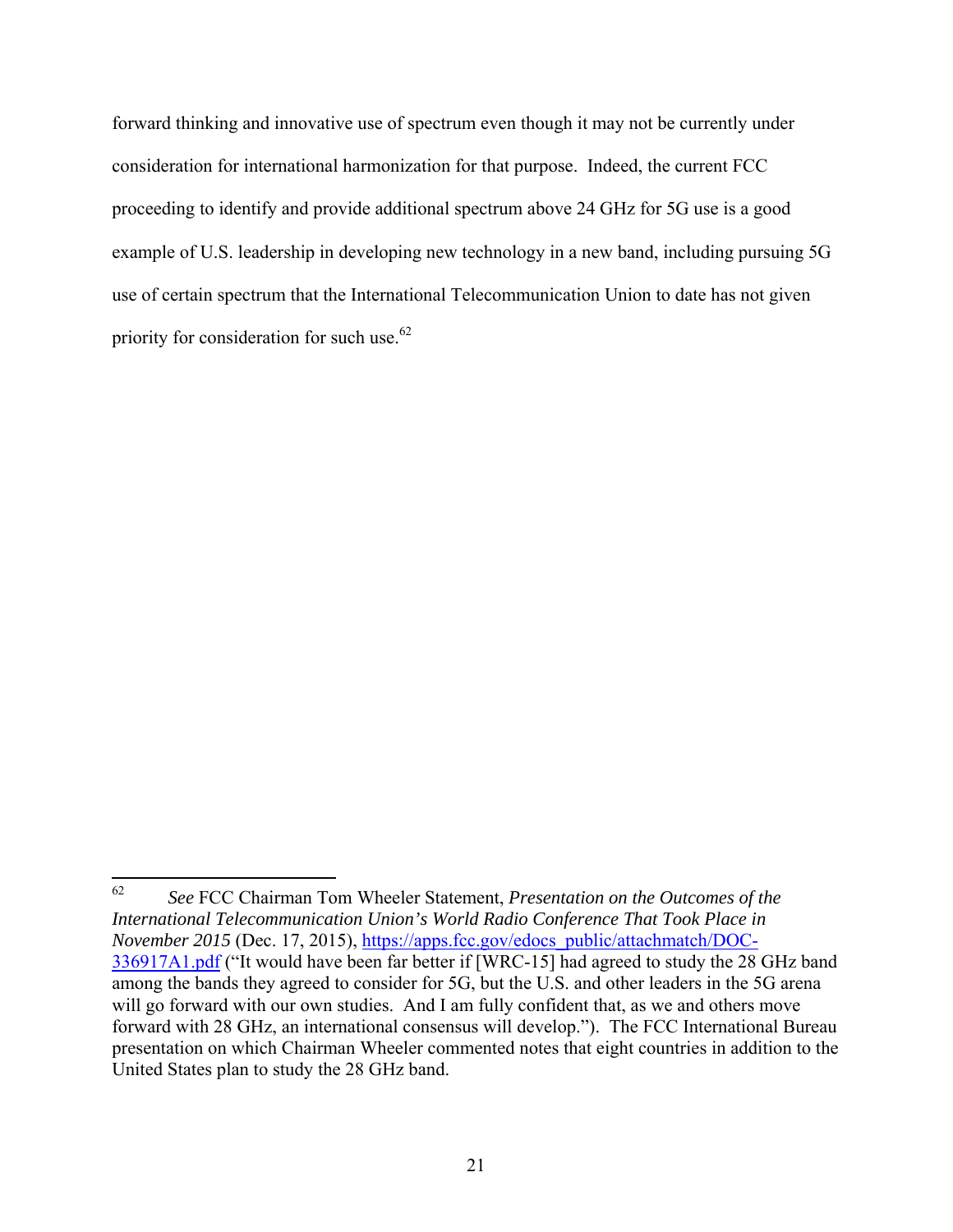forward thinking and innovative use of spectrum even though it may not be currently under consideration for international harmonization for that purpose. Indeed, the current FCC proceeding to identify and provide additional spectrum above 24 GHz for 5G use is a good example of U.S. leadership in developing new technology in a new band, including pursuing 5G use of certain spectrum that the International Telecommunication Union to date has not given priority for consideration for such use.[62]

---

[62] *See* FCC Chairman Tom Wheeler Statement, *Presentation on the Outcomes of the International Telecommunication Union's World Radio Conference That Took Place in November 2015* (Dec. 17, 2015), https://apps.fcc.gov/edocs_public/attachmatch/DOC-336917A1.pdf ("It would have been far better if [WRC-15] had agreed to study the 28 GHz band among the bands they agreed to consider for 5G, but the U.S. and other leaders in the 5G arena will go forward with our own studies. And I am fully confident that, as we and others move forward with 28 GHz, an international consensus will develop."). The FCC International Bureau presentation on which Chairman Wheeler commented notes that eight countries in addition to the United States plan to study the 28 GHz band.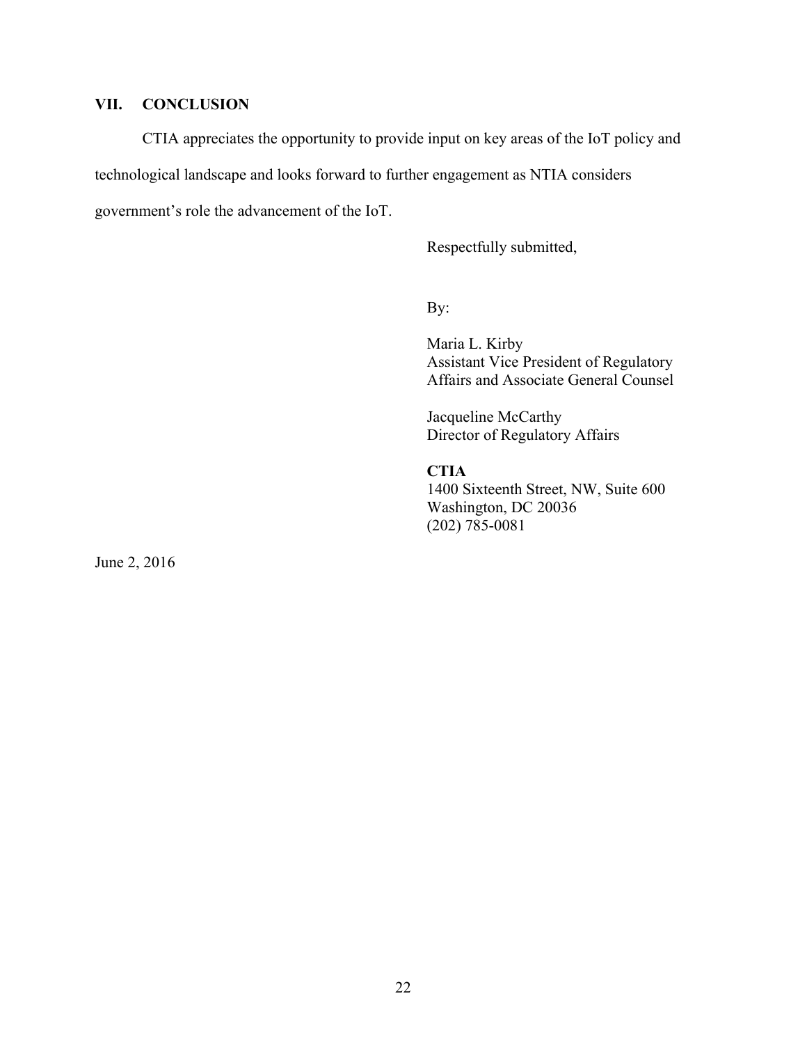## VII. CONCLUSION

CTIA appreciates the opportunity to provide input on key areas of the IoT policy and technological landscape and looks forward to further engagement as NTIA considers government's role the advancement of the IoT.

Respectfully submitted,

By:

Maria L. Kirby
Assistant Vice President of Regulatory Affairs and Associate General Counsel

Jacqueline McCarthy
Director of Regulatory Affairs

**CTIA**
1400 Sixteenth Street, NW, Suite 600
Washington, DC 20036
(202) 785-0081

June 2, 2016